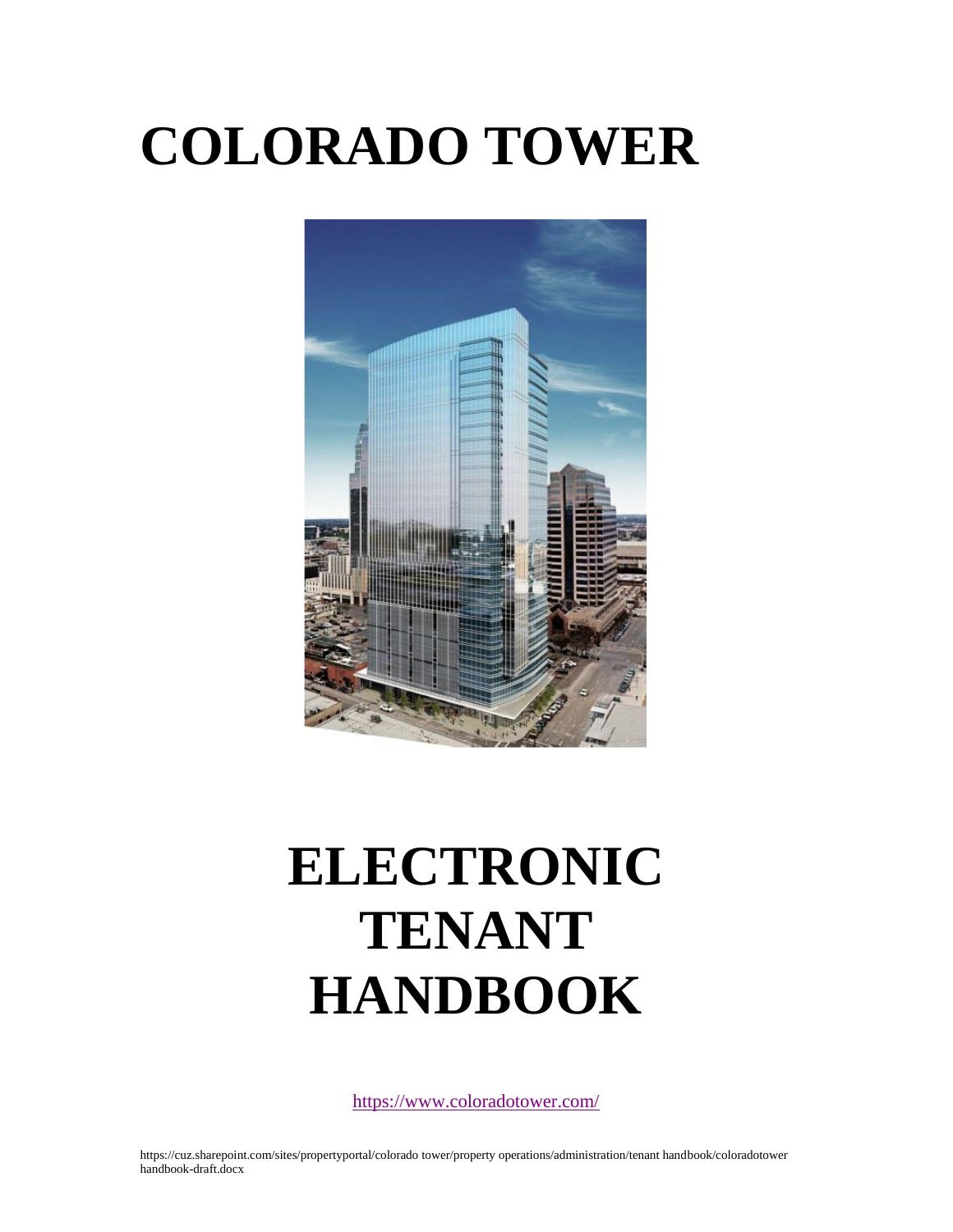# COLORADO TOWER

# ELECTRONIC TENANT HANDBOOK

https://www.coloradotower.com/

https://cuz.sharepoint.com/sites/propertyportal/colorado tower/property operations/administration/tenant handbook/coloradotower handbook-draft.docx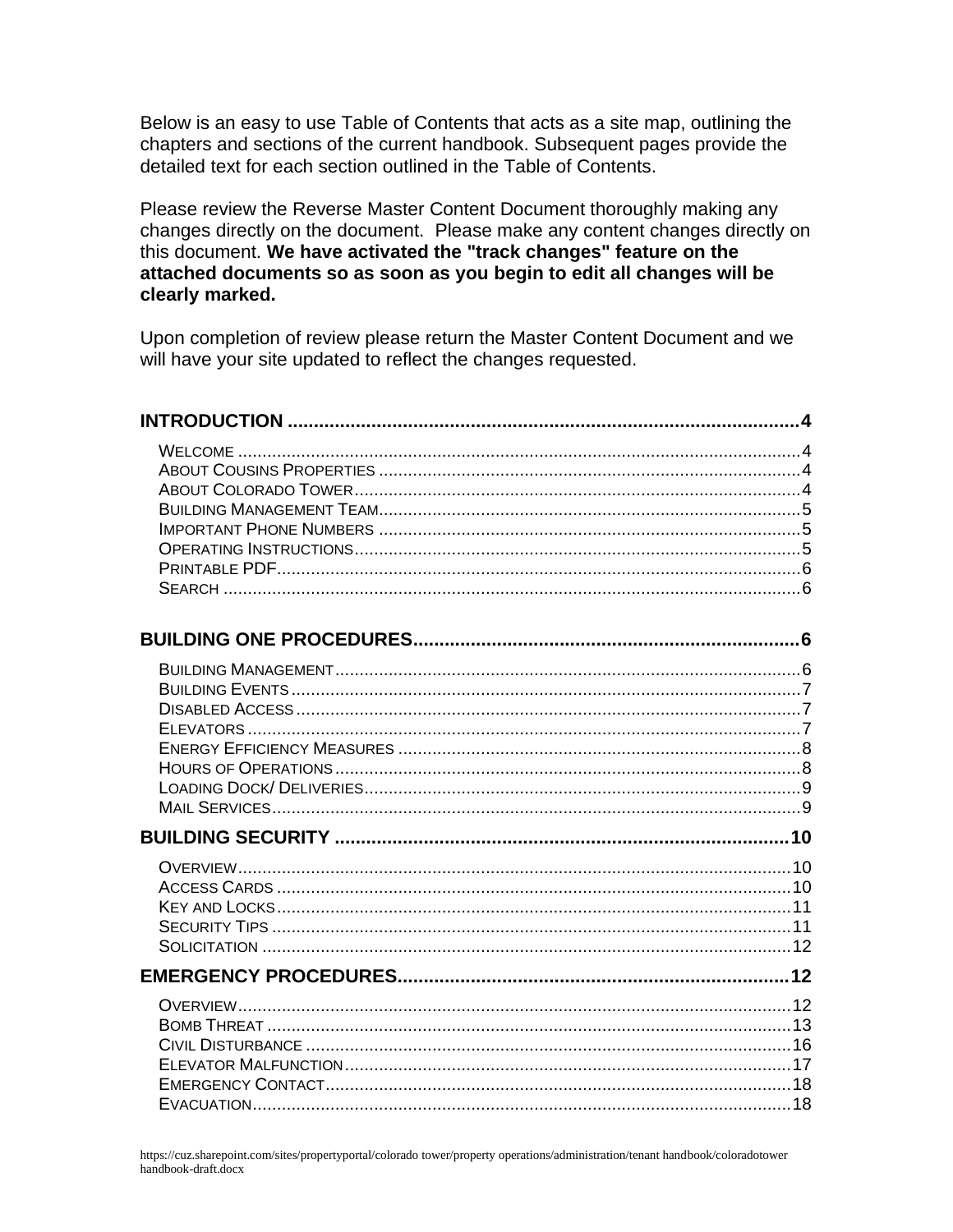Below is an easy to use Table of Contents that acts as a site map, outlining the chapters and sections of the current handbook. Subsequent pages provide the detailed text for each section outlined in the Table of Contents.

Please review the Reverse Master Content Document thoroughly making any changes directly on the document. Please make any content changes directly on this document. **We have activated the "track changes" feature on the attached documents so as soon as you begin to edit all changes will be clearly marked.**

Upon completion of review please return the Master Content Document and we will have your site updated to reflect the changes requested.

**INTRODUCTION** .......... 4

- Welcome .......... 4
- About Cousins Properties .......... 4
- About Colorado Tower .......... 4
- Building Management Team .......... 5
- Important Phone Numbers .......... 5
- Operating Instructions .......... 5
- Printable PDF .......... 6
- Search .......... 6

**BUILDING ONE PROCEDURES** .......... 6

- Building Management .......... 6
- Building Events .......... 7
- Disabled Access .......... 7
- Elevators .......... 7
- Energy Efficiency Measures .......... 8
- Hours of Operations .......... 8
- Loading Dock/ Deliveries .......... 9
- Mail Services .......... 9

**BUILDING SECURITY** .......... 10

- Overview .......... 10
- Access Cards .......... 10
- Key and Locks .......... 11
- Security Tips .......... 11
- Solicitation .......... 12

**EMERGENCY PROCEDURES** .......... 12

- Overview .......... 12
- Bomb Threat .......... 13
- Civil Disturbance .......... 16
- Elevator Malfunction .......... 17
- Emergency Contact .......... 18
- Evacuation .......... 18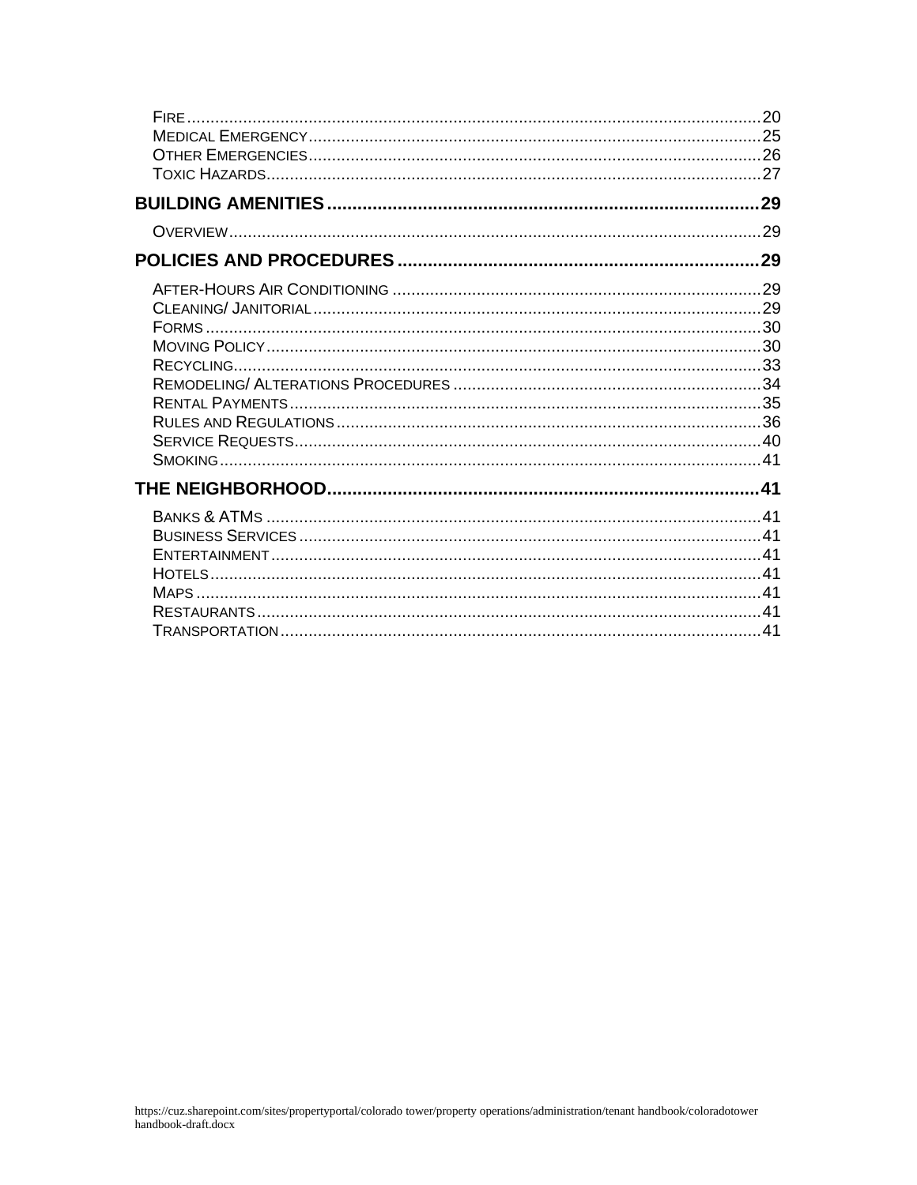FIRE ........................................................................................................................ 20
MEDICAL EMERGENCY ............................................................................................... 25
OTHER EMERGENCIES ............................................................................................... 26
TOXIC HAZARDS ........................................................................................................ 27

**BUILDING AMENITIES ..................................................................................... 29**

OVERVIEW ................................................................................................................ 29

**POLICIES AND PROCEDURES ....................................................................... 29**

AFTER-HOURS AIR CONDITIONING ............................................................................. 29
CLEANING/ JANITORIAL .............................................................................................. 29
FORMS ..................................................................................................................... 30
MOVING POLICY ........................................................................................................ 30
RECYCLING ............................................................................................................... 33
REMODELING/ ALTERATIONS PROCEDURES ................................................................ 34
RENTAL PAYMENTS ................................................................................................... 35
RULES AND REGULATIONS ......................................................................................... 36
SERVICE REQUESTS .................................................................................................. 40
SMOKING .................................................................................................................. 41

**THE NEIGHBORHOOD ..................................................................................... 41**

BANKS & ATMS ......................................................................................................... 41
BUSINESS SERVICES ................................................................................................. 41
ENTERTAINMENT ....................................................................................................... 41
HOTELS .................................................................................................................... 41
MAPS ....................................................................................................................... 41
RESTAURANTS .......................................................................................................... 41
TRANSPORTATION ..................................................................................................... 41

https://cuz.sharepoint.com/sites/propertyportal/colorado tower/property operations/administration/tenant handbook/coloradotower handbook-draft.docx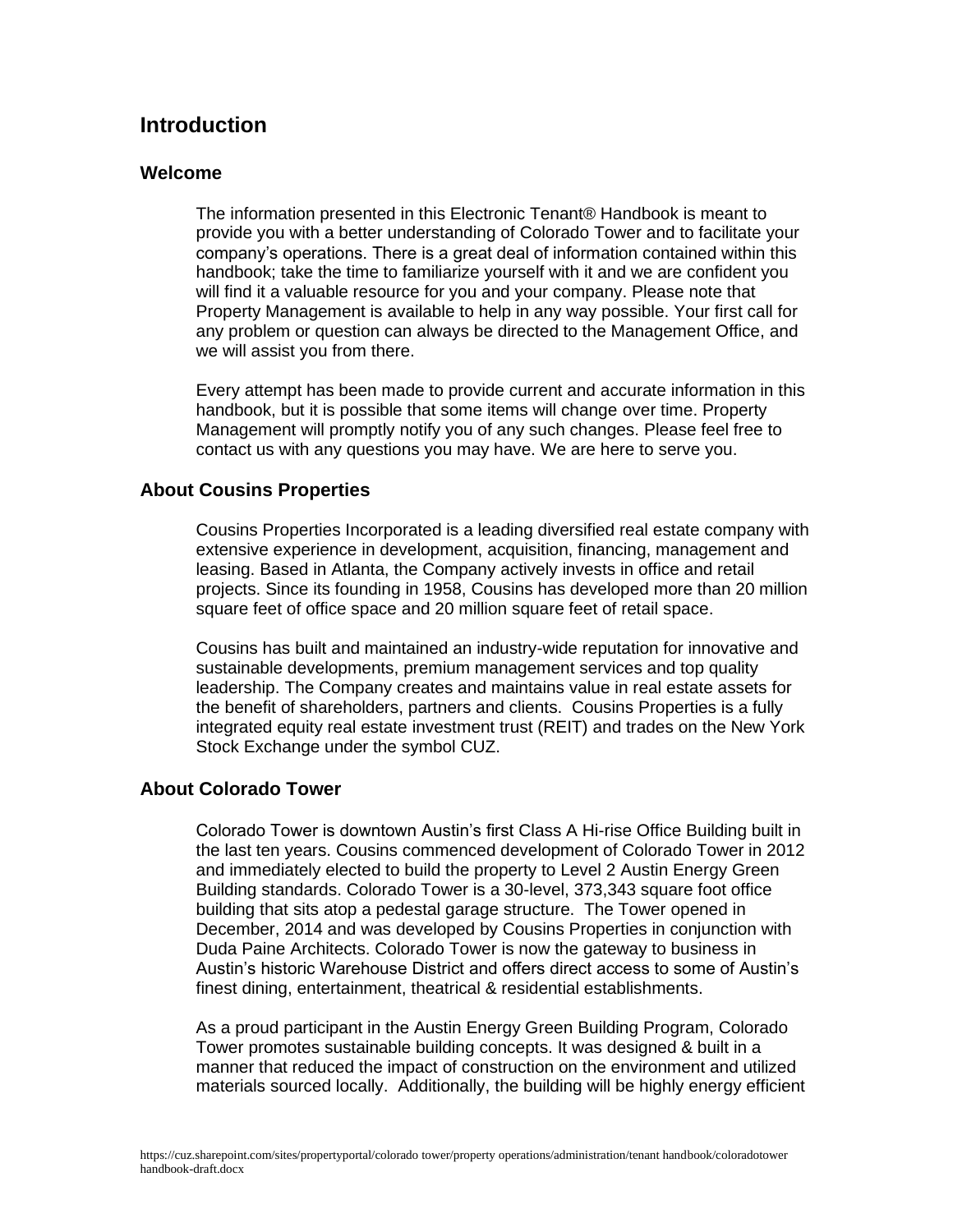# Introduction

## Welcome

The information presented in this Electronic Tenant® Handbook is meant to provide you with a better understanding of Colorado Tower and to facilitate your company's operations. There is a great deal of information contained within this handbook; take the time to familiarize yourself with it and we are confident you will find it a valuable resource for you and your company. Please note that Property Management is available to help in any way possible. Your first call for any problem or question can always be directed to the Management Office, and we will assist you from there.

Every attempt has been made to provide current and accurate information in this handbook, but it is possible that some items will change over time. Property Management will promptly notify you of any such changes. Please feel free to contact us with any questions you may have. We are here to serve you.

## About Cousins Properties

Cousins Properties Incorporated is a leading diversified real estate company with extensive experience in development, acquisition, financing, management and leasing. Based in Atlanta, the Company actively invests in office and retail projects. Since its founding in 1958, Cousins has developed more than 20 million square feet of office space and 20 million square feet of retail space.

Cousins has built and maintained an industry-wide reputation for innovative and sustainable developments, premium management services and top quality leadership. The Company creates and maintains value in real estate assets for the benefit of shareholders, partners and clients. Cousins Properties is a fully integrated equity real estate investment trust (REIT) and trades on the New York Stock Exchange under the symbol CUZ.

## About Colorado Tower

Colorado Tower is downtown Austin's first Class A Hi-rise Office Building built in the last ten years. Cousins commenced development of Colorado Tower in 2012 and immediately elected to build the property to Level 2 Austin Energy Green Building standards. Colorado Tower is a 30-level, 373,343 square foot office building that sits atop a pedestal garage structure. The Tower opened in December, 2014 and was developed by Cousins Properties in conjunction with Duda Paine Architects. Colorado Tower is now the gateway to business in Austin's historic Warehouse District and offers direct access to some of Austin's finest dining, entertainment, theatrical & residential establishments.

As a proud participant in the Austin Energy Green Building Program, Colorado Tower promotes sustainable building concepts. It was designed & built in a manner that reduced the impact of construction on the environment and utilized materials sourced locally. Additionally, the building will be highly energy efficient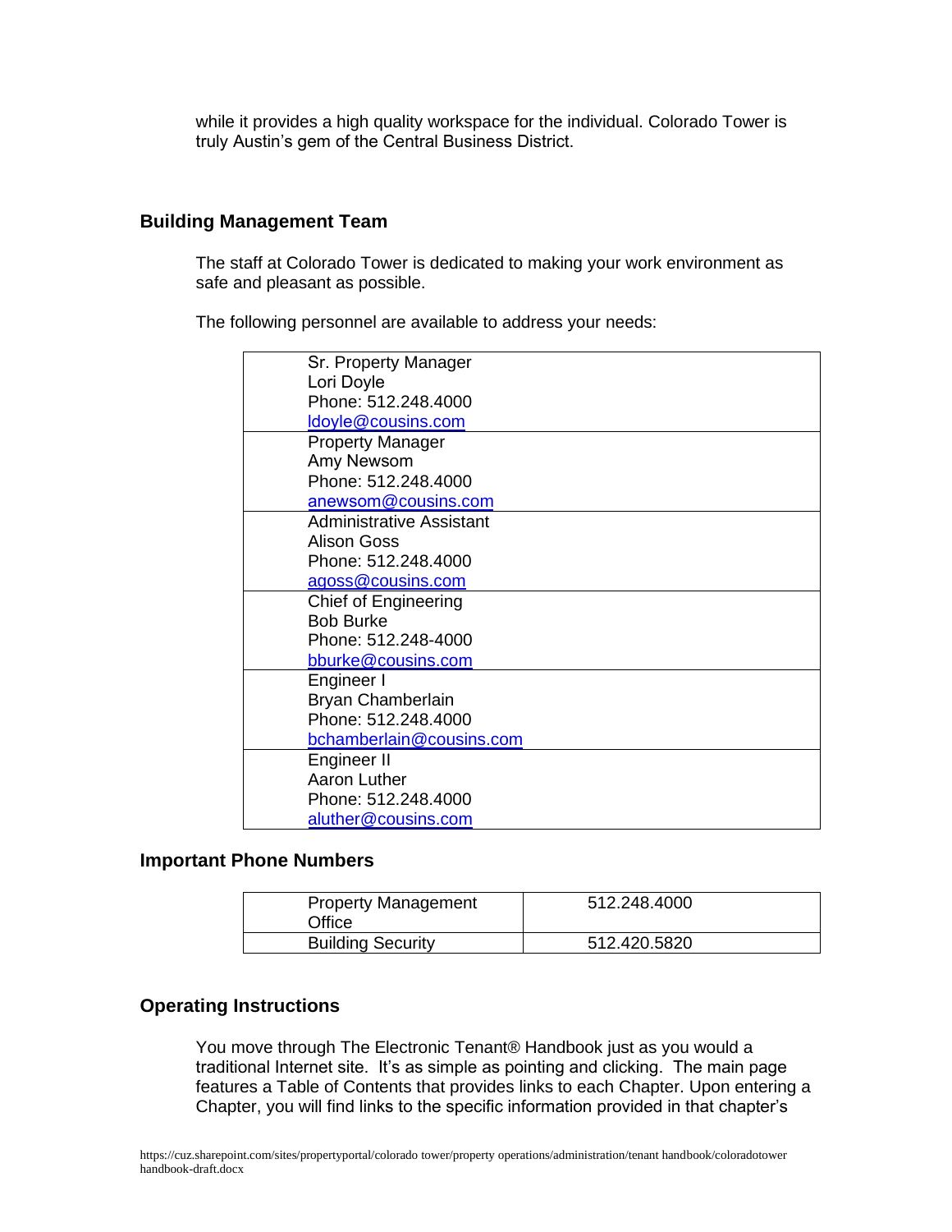while it provides a high quality workspace for the individual. Colorado Tower is truly Austin's gem of the Central Business District.

## Building Management Team

The staff at Colorado Tower is dedicated to making your work environment as safe and pleasant as possible.

The following personnel are available to address your needs:

| |
|---|
| Sr. Property Manager<br>Lori Doyle<br>Phone: 512.248.4000<br>ldoyle@cousins.com |
| Property Manager<br>Amy Newsom<br>Phone: 512.248.4000<br>anewsom@cousins.com |
| Administrative Assistant<br>Alison Goss<br>Phone: 512.248.4000<br>agoss@cousins.com |
| Chief of Engineering<br>Bob Burke<br>Phone: 512.248-4000<br>bburke@cousins.com |
| Engineer I<br>Bryan Chamberlain<br>Phone: 512.248.4000<br>bchamberlain@cousins.com |
| Engineer II<br>Aaron Luther<br>Phone: 512.248.4000<br>aluther@cousins.com |

## Important Phone Numbers

| | |
|---|---|
| Property Management Office | 512.248.4000 |
| Building Security | 512.420.5820 |

## Operating Instructions

You move through The Electronic Tenant® Handbook just as you would a traditional Internet site. It's as simple as pointing and clicking. The main page features a Table of Contents that provides links to each Chapter. Upon entering a Chapter, you will find links to the specific information provided in that chapter's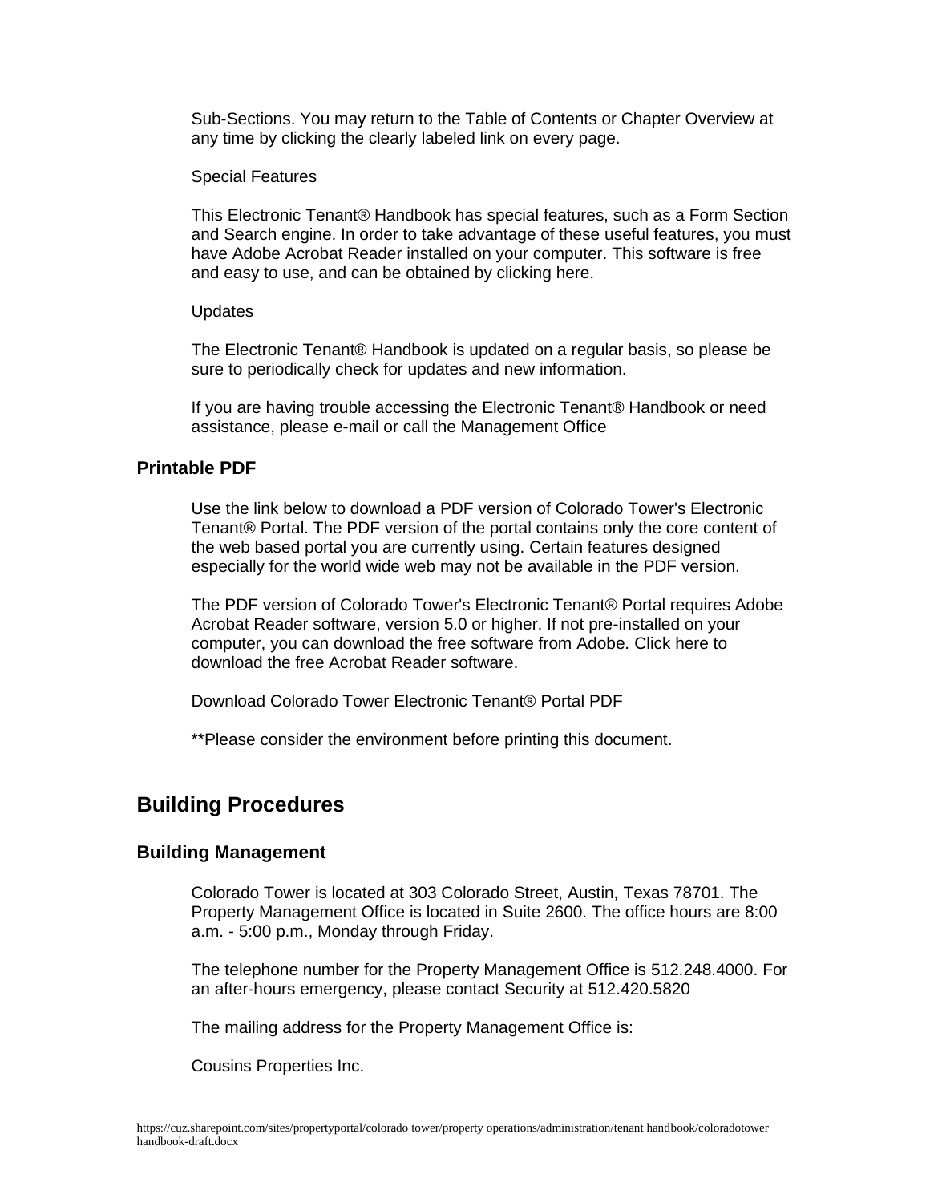Sub-Sections. You may return to the Table of Contents or Chapter Overview at any time by clicking the clearly labeled link on every page.

Special Features

This Electronic Tenant® Handbook has special features, such as a Form Section and Search engine. In order to take advantage of these useful features, you must have Adobe Acrobat Reader installed on your computer. This software is free and easy to use, and can be obtained by clicking here.

Updates

The Electronic Tenant® Handbook is updated on a regular basis, so please be sure to periodically check for updates and new information.

If you are having trouble accessing the Electronic Tenant® Handbook or need assistance, please e-mail or call the Management Office

### Printable PDF

Use the link below to download a PDF version of Colorado Tower's Electronic Tenant® Portal. The PDF version of the portal contains only the core content of the web based portal you are currently using. Certain features designed especially for the world wide web may not be available in the PDF version.

The PDF version of Colorado Tower's Electronic Tenant® Portal requires Adobe Acrobat Reader software, version 5.0 or higher. If not pre-installed on your computer, you can download the free software from Adobe. Click here to download the free Acrobat Reader software.

Download Colorado Tower Electronic Tenant® Portal PDF

**Please consider the environment before printing this document.

## Building Procedures

### Building Management

Colorado Tower is located at 303 Colorado Street, Austin, Texas 78701. The Property Management Office is located in Suite 2600. The office hours are 8:00 a.m. - 5:00 p.m., Monday through Friday.

The telephone number for the Property Management Office is 512.248.4000. For an after-hours emergency, please contact Security at 512.420.5820

The mailing address for the Property Management Office is:

Cousins Properties Inc.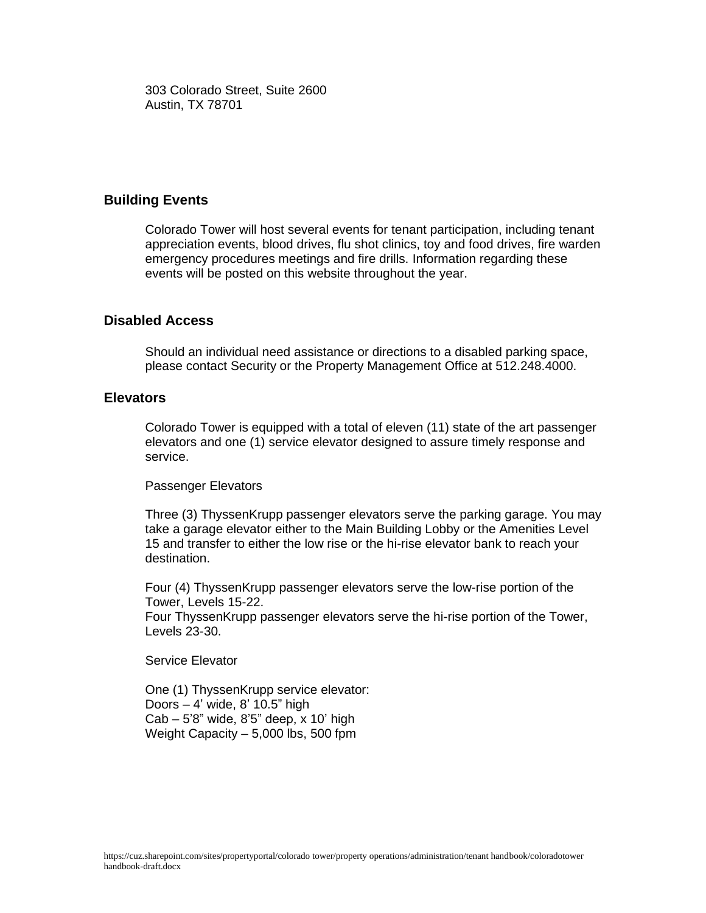303 Colorado Street, Suite 2600
Austin, TX 78701

## Building Events

Colorado Tower will host several events for tenant participation, including tenant appreciation events, blood drives, flu shot clinics, toy and food drives, fire warden emergency procedures meetings and fire drills. Information regarding these events will be posted on this website throughout the year.

## Disabled Access

Should an individual need assistance or directions to a disabled parking space, please contact Security or the Property Management Office at 512.248.4000.

## Elevators

Colorado Tower is equipped with a total of eleven (11) state of the art passenger elevators and one (1) service elevator designed to assure timely response and service.

Passenger Elevators

Three (3) ThyssenKrupp passenger elevators serve the parking garage. You may take a garage elevator either to the Main Building Lobby or the Amenities Level 15 and transfer to either the low rise or the hi-rise elevator bank to reach your destination.

Four (4) ThyssenKrupp passenger elevators serve the low-rise portion of the Tower, Levels 15-22.
Four ThyssenKrupp passenger elevators serve the hi-rise portion of the Tower, Levels 23-30.

Service Elevator

One (1) ThyssenKrupp service elevator:
Doors – 4' wide, 8' 10.5" high
Cab – 5'8" wide, 8'5" deep, x 10' high
Weight Capacity – 5,000 lbs, 500 fpm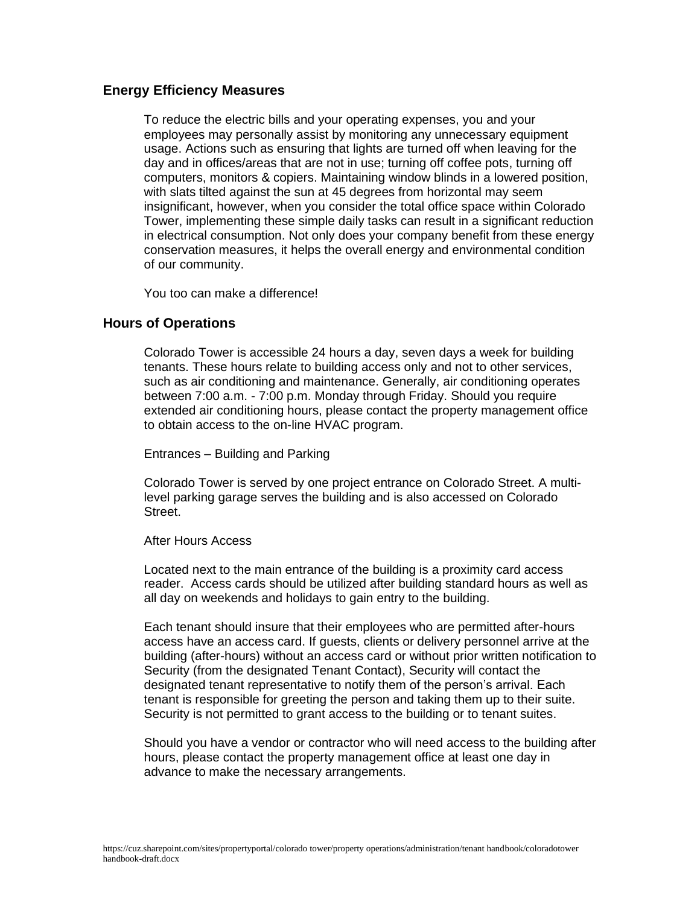## Energy Efficiency Measures

To reduce the electric bills and your operating expenses, you and your employees may personally assist by monitoring any unnecessary equipment usage. Actions such as ensuring that lights are turned off when leaving for the day and in offices/areas that are not in use; turning off coffee pots, turning off computers, monitors & copiers. Maintaining window blinds in a lowered position, with slats tilted against the sun at 45 degrees from horizontal may seem insignificant, however, when you consider the total office space within Colorado Tower, implementing these simple daily tasks can result in a significant reduction in electrical consumption. Not only does your company benefit from these energy conservation measures, it helps the overall energy and environmental condition of our community.

You too can make a difference!

## Hours of Operations

Colorado Tower is accessible 24 hours a day, seven days a week for building tenants. These hours relate to building access only and not to other services, such as air conditioning and maintenance. Generally, air conditioning operates between 7:00 a.m. - 7:00 p.m. Monday through Friday. Should you require extended air conditioning hours, please contact the property management office to obtain access to the on-line HVAC program.

Entrances – Building and Parking

Colorado Tower is served by one project entrance on Colorado Street. A multi-level parking garage serves the building and is also accessed on Colorado Street.

After Hours Access

Located next to the main entrance of the building is a proximity card access reader. Access cards should be utilized after building standard hours as well as all day on weekends and holidays to gain entry to the building.

Each tenant should insure that their employees who are permitted after-hours access have an access card. If guests, clients or delivery personnel arrive at the building (after-hours) without an access card or without prior written notification to Security (from the designated Tenant Contact), Security will contact the designated tenant representative to notify them of the person's arrival. Each tenant is responsible for greeting the person and taking them up to their suite. Security is not permitted to grant access to the building or to tenant suites.

Should you have a vendor or contractor who will need access to the building after hours, please contact the property management office at least one day in advance to make the necessary arrangements.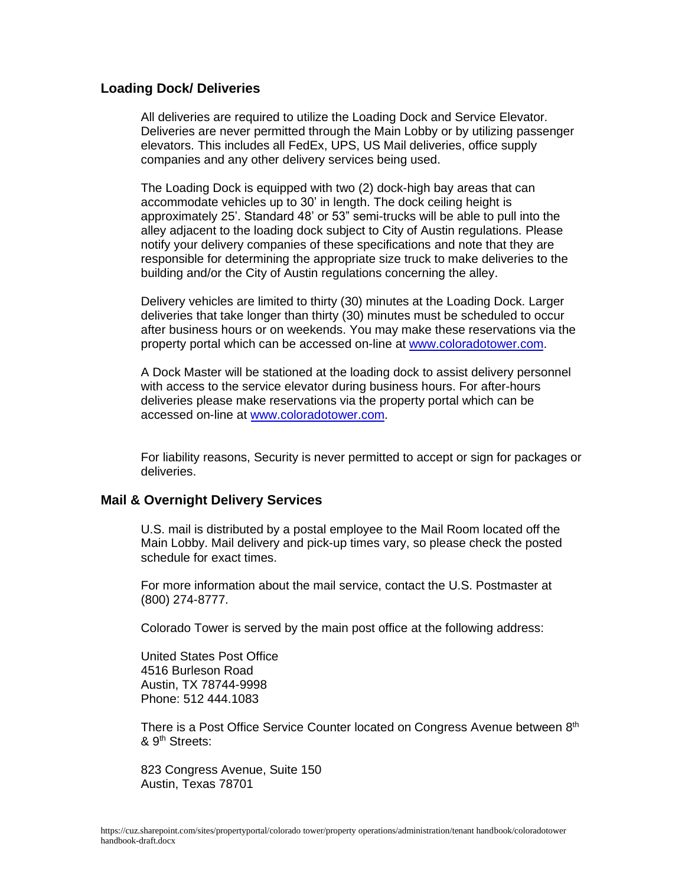## Loading Dock/ Deliveries

All deliveries are required to utilize the Loading Dock and Service Elevator. Deliveries are never permitted through the Main Lobby or by utilizing passenger elevators. This includes all FedEx, UPS, US Mail deliveries, office supply companies and any other delivery services being used.

The Loading Dock is equipped with two (2) dock-high bay areas that can accommodate vehicles up to 30' in length. The dock ceiling height is approximately 25'. Standard 48' or 53" semi-trucks will be able to pull into the alley adjacent to the loading dock subject to City of Austin regulations. Please notify your delivery companies of these specifications and note that they are responsible for determining the appropriate size truck to make deliveries to the building and/or the City of Austin regulations concerning the alley.

Delivery vehicles are limited to thirty (30) minutes at the Loading Dock. Larger deliveries that take longer than thirty (30) minutes must be scheduled to occur after business hours or on weekends. You may make these reservations via the property portal which can be accessed on-line at www.coloradotower.com.

A Dock Master will be stationed at the loading dock to assist delivery personnel with access to the service elevator during business hours. For after-hours deliveries please make reservations via the property portal which can be accessed on-line at www.coloradotower.com.

For liability reasons, Security is never permitted to accept or sign for packages or deliveries.

## Mail & Overnight Delivery Services

U.S. mail is distributed by a postal employee to the Mail Room located off the Main Lobby. Mail delivery and pick-up times vary, so please check the posted schedule for exact times.

For more information about the mail service, contact the U.S. Postmaster at (800) 274-8777.

Colorado Tower is served by the main post office at the following address:

United States Post Office
4516 Burleson Road
Austin, TX 78744-9998
Phone: 512 444.1083

There is a Post Office Service Counter located on Congress Avenue between 8th & 9th Streets:

823 Congress Avenue, Suite 150
Austin, Texas 78701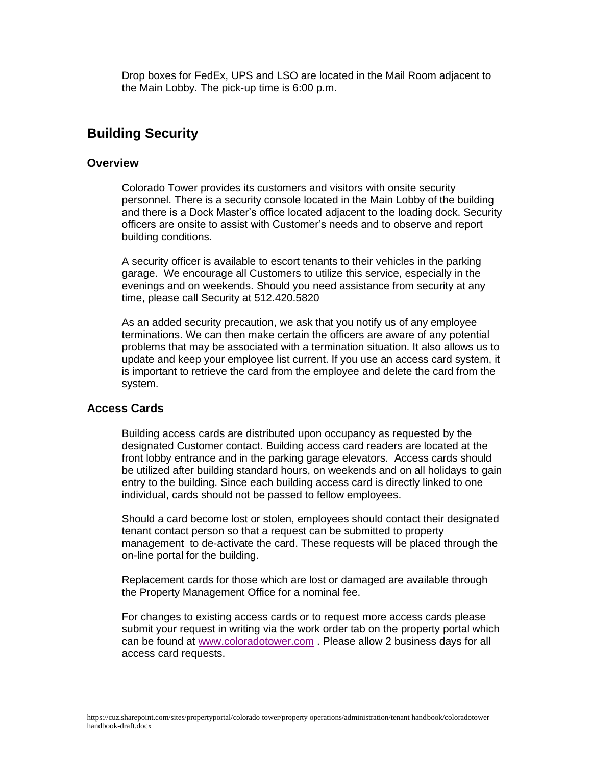Drop boxes for FedEx, UPS and LSO are located in the Mail Room adjacent to the Main Lobby. The pick-up time is 6:00 p.m.

## Building Security

### Overview

Colorado Tower provides its customers and visitors with onsite security personnel. There is a security console located in the Main Lobby of the building and there is a Dock Master's office located adjacent to the loading dock. Security officers are onsite to assist with Customer's needs and to observe and report building conditions.

A security officer is available to escort tenants to their vehicles in the parking garage. We encourage all Customers to utilize this service, especially in the evenings and on weekends. Should you need assistance from security at any time, please call Security at 512.420.5820

As an added security precaution, we ask that you notify us of any employee terminations. We can then make certain the officers are aware of any potential problems that may be associated with a termination situation. It also allows us to update and keep your employee list current. If you use an access card system, it is important to retrieve the card from the employee and delete the card from the system.

### Access Cards

Building access cards are distributed upon occupancy as requested by the designated Customer contact. Building access card readers are located at the front lobby entrance and in the parking garage elevators. Access cards should be utilized after building standard hours, on weekends and on all holidays to gain entry to the building. Since each building access card is directly linked to one individual, cards should not be passed to fellow employees.

Should a card become lost or stolen, employees should contact their designated tenant contact person so that a request can be submitted to property management to de-activate the card. These requests will be placed through the on-line portal for the building.

Replacement cards for those which are lost or damaged are available through the Property Management Office for a nominal fee.

For changes to existing access cards or to request more access cards please submit your request in writing via the work order tab on the property portal which can be found at [www.coloradotower.com](http://www.coloradotower.com) . Please allow 2 business days for all access card requests.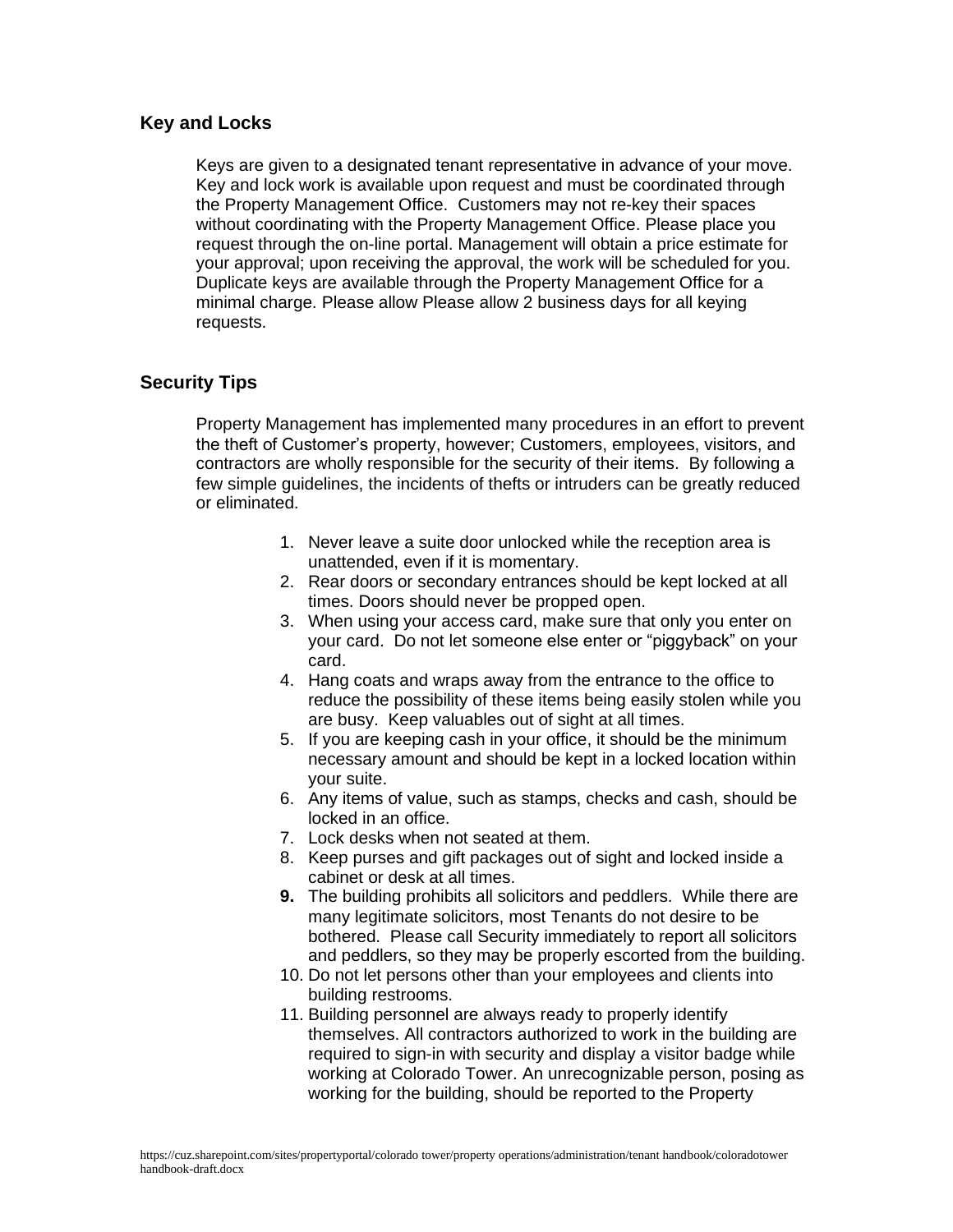## Key and Locks

Keys are given to a designated tenant representative in advance of your move. Key and lock work is available upon request and must be coordinated through the Property Management Office. Customers may not re-key their spaces without coordinating with the Property Management Office. Please place you request through the on-line portal. Management will obtain a price estimate for your approval; upon receiving the approval, the work will be scheduled for you. Duplicate keys are available through the Property Management Office for a minimal charge. Please allow Please allow 2 business days for all keying requests.

## Security Tips

Property Management has implemented many procedures in an effort to prevent the theft of Customer's property, however; Customers, employees, visitors, and contractors are wholly responsible for the security of their items. By following a few simple guidelines, the incidents of thefts or intruders can be greatly reduced or eliminated.

1. Never leave a suite door unlocked while the reception area is unattended, even if it is momentary.
2. Rear doors or secondary entrances should be kept locked at all times. Doors should never be propped open.
3. When using your access card, make sure that only you enter on your card. Do not let someone else enter or "piggyback" on your card.
4. Hang coats and wraps away from the entrance to the office to reduce the possibility of these items being easily stolen while you are busy. Keep valuables out of sight at all times.
5. If you are keeping cash in your office, it should be the minimum necessary amount and should be kept in a locked location within your suite.
6. Any items of value, such as stamps, checks and cash, should be locked in an office.
7. Lock desks when not seated at them.
8. Keep purses and gift packages out of sight and locked inside a cabinet or desk at all times.
9. The building prohibits all solicitors and peddlers. While there are many legitimate solicitors, most Tenants do not desire to be bothered. Please call Security immediately to report all solicitors and peddlers, so they may be properly escorted from the building.
10. Do not let persons other than your employees and clients into building restrooms.
11. Building personnel are always ready to properly identify themselves. All contractors authorized to work in the building are required to sign-in with security and display a visitor badge while working at Colorado Tower. An unrecognizable person, posing as working for the building, should be reported to the Property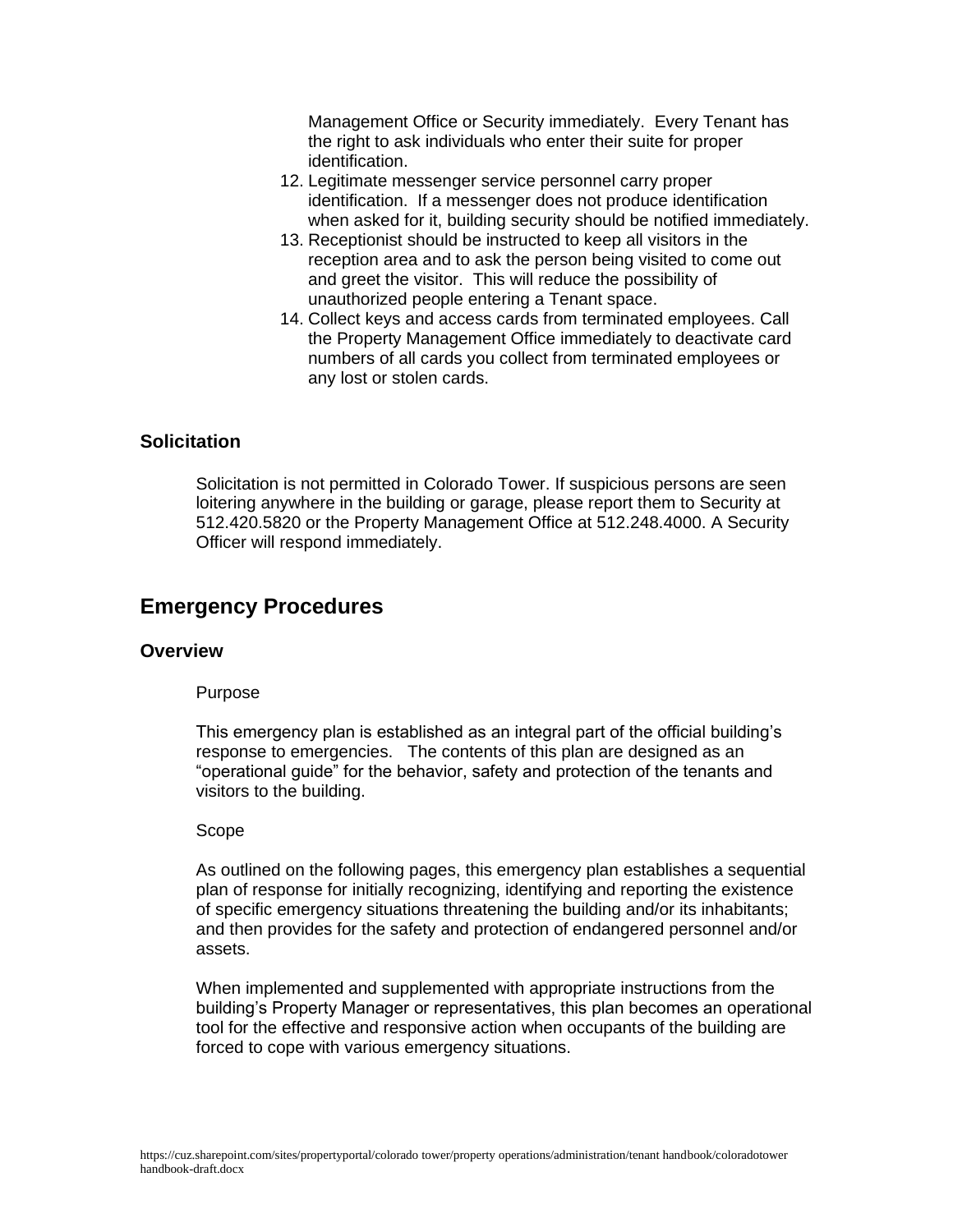Management Office or Security immediately. Every Tenant has the right to ask individuals who enter their suite for proper identification.

12. Legitimate messenger service personnel carry proper identification. If a messenger does not produce identification when asked for it, building security should be notified immediately.
13. Receptionist should be instructed to keep all visitors in the reception area and to ask the person being visited to come out and greet the visitor. This will reduce the possibility of unauthorized people entering a Tenant space.
14. Collect keys and access cards from terminated employees. Call the Property Management Office immediately to deactivate card numbers of all cards you collect from terminated employees or any lost or stolen cards.

### Solicitation

Solicitation is not permitted in Colorado Tower. If suspicious persons are seen loitering anywhere in the building or garage, please report them to Security at 512.420.5820 or the Property Management Office at 512.248.4000. A Security Officer will respond immediately.

## Emergency Procedures

### Overview

Purpose

This emergency plan is established as an integral part of the official building's response to emergencies. The contents of this plan are designed as an "operational guide" for the behavior, safety and protection of the tenants and visitors to the building.

Scope

As outlined on the following pages, this emergency plan establishes a sequential plan of response for initially recognizing, identifying and reporting the existence of specific emergency situations threatening the building and/or its inhabitants; and then provides for the safety and protection of endangered personnel and/or assets.

When implemented and supplemented with appropriate instructions from the building's Property Manager or representatives, this plan becomes an operational tool for the effective and responsive action when occupants of the building are forced to cope with various emergency situations.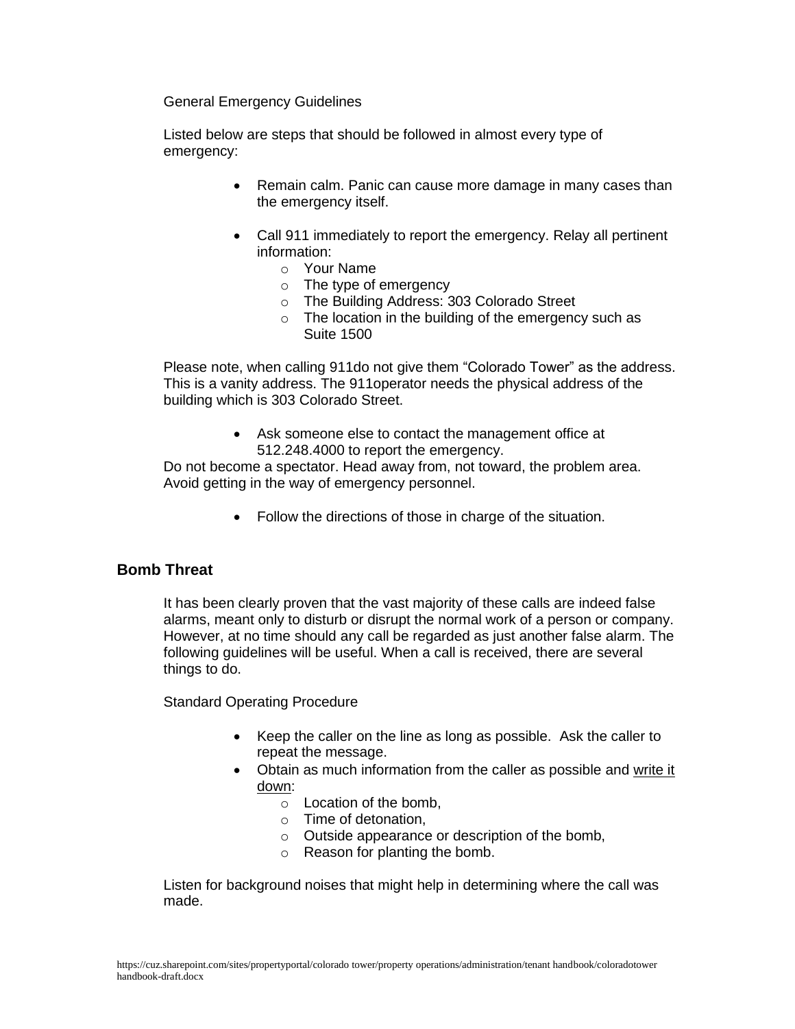General Emergency Guidelines

Listed below are steps that should be followed in almost every type of emergency:

- Remain calm. Panic can cause more damage in many cases than the emergency itself.

- Call 911 immediately to report the emergency. Relay all pertinent information:
  - Your Name
  - The type of emergency
  - The Building Address: 303 Colorado Street
  - The location in the building of the emergency such as Suite 1500

Please note, when calling 911do not give them "Colorado Tower" as the address. This is a vanity address. The 911operator needs the physical address of the building which is 303 Colorado Street.

- Ask someone else to contact the management office at 512.248.4000 to report the emergency.

Do not become a spectator. Head away from, not toward, the problem area. Avoid getting in the way of emergency personnel.

- Follow the directions of those in charge of the situation.

## Bomb Threat

It has been clearly proven that the vast majority of these calls are indeed false alarms, meant only to disturb or disrupt the normal work of a person or company. However, at no time should any call be regarded as just another false alarm. The following guidelines will be useful. When a call is received, there are several things to do.

Standard Operating Procedure

- Keep the caller on the line as long as possible. Ask the caller to repeat the message.
- Obtain as much information from the caller as possible and write it down:
  - Location of the bomb,
  - Time of detonation,
  - Outside appearance or description of the bomb,
  - Reason for planting the bomb.

Listen for background noises that might help in determining where the call was made.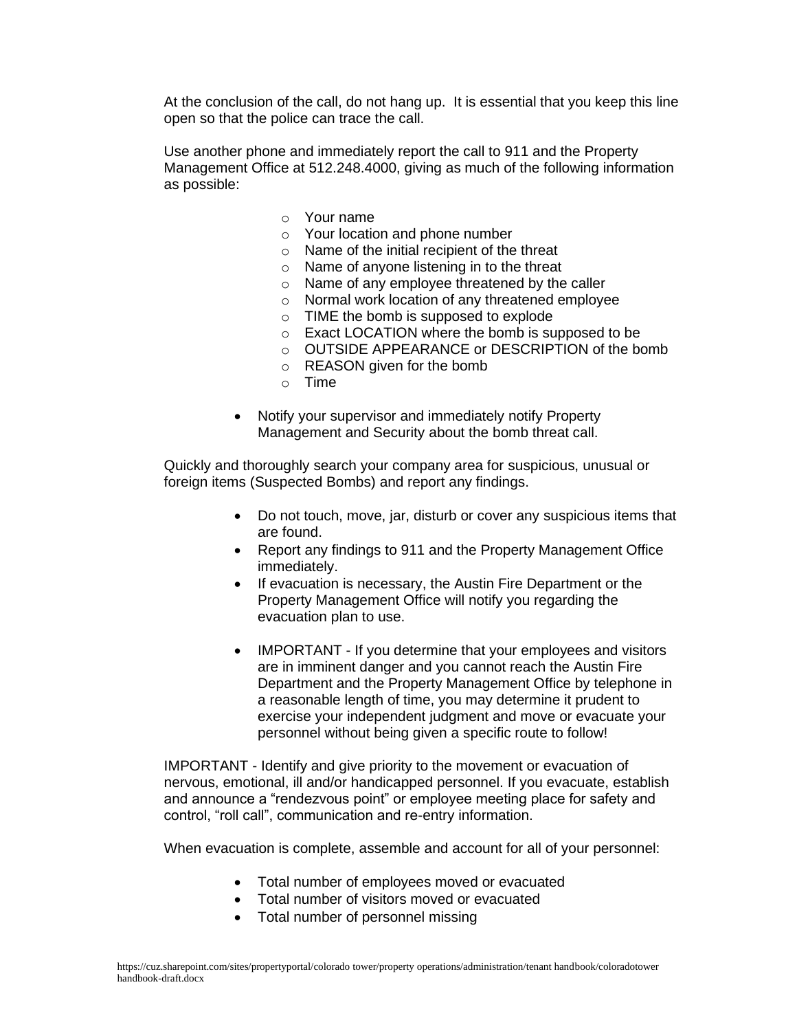At the conclusion of the call, do not hang up. It is essential that you keep this line open so that the police can trace the call.

Use another phone and immediately report the call to 911 and the Property Management Office at 512.248.4000, giving as much of the following information as possible:

- Your name
- Your location and phone number
- Name of the initial recipient of the threat
- Name of anyone listening in to the threat
- Name of any employee threatened by the caller
- Normal work location of any threatened employee
- TIME the bomb is supposed to explode
- Exact LOCATION where the bomb is supposed to be
- OUTSIDE APPEARANCE or DESCRIPTION of the bomb
- REASON given for the bomb
- Time

- Notify your supervisor and immediately notify Property Management and Security about the bomb threat call.

Quickly and thoroughly search your company area for suspicious, unusual or foreign items (Suspected Bombs) and report any findings.

- Do not touch, move, jar, disturb or cover any suspicious items that are found.
- Report any findings to 911 and the Property Management Office immediately.
- If evacuation is necessary, the Austin Fire Department or the Property Management Office will notify you regarding the evacuation plan to use.
- IMPORTANT - If you determine that your employees and visitors are in imminent danger and you cannot reach the Austin Fire Department and the Property Management Office by telephone in a reasonable length of time, you may determine it prudent to exercise your independent judgment and move or evacuate your personnel without being given a specific route to follow!

IMPORTANT - Identify and give priority to the movement or evacuation of nervous, emotional, ill and/or handicapped personnel. If you evacuate, establish and announce a "rendezvous point" or employee meeting place for safety and control, "roll call", communication and re-entry information.

When evacuation is complete, assemble and account for all of your personnel:

- Total number of employees moved or evacuated
- Total number of visitors moved or evacuated
- Total number of personnel missing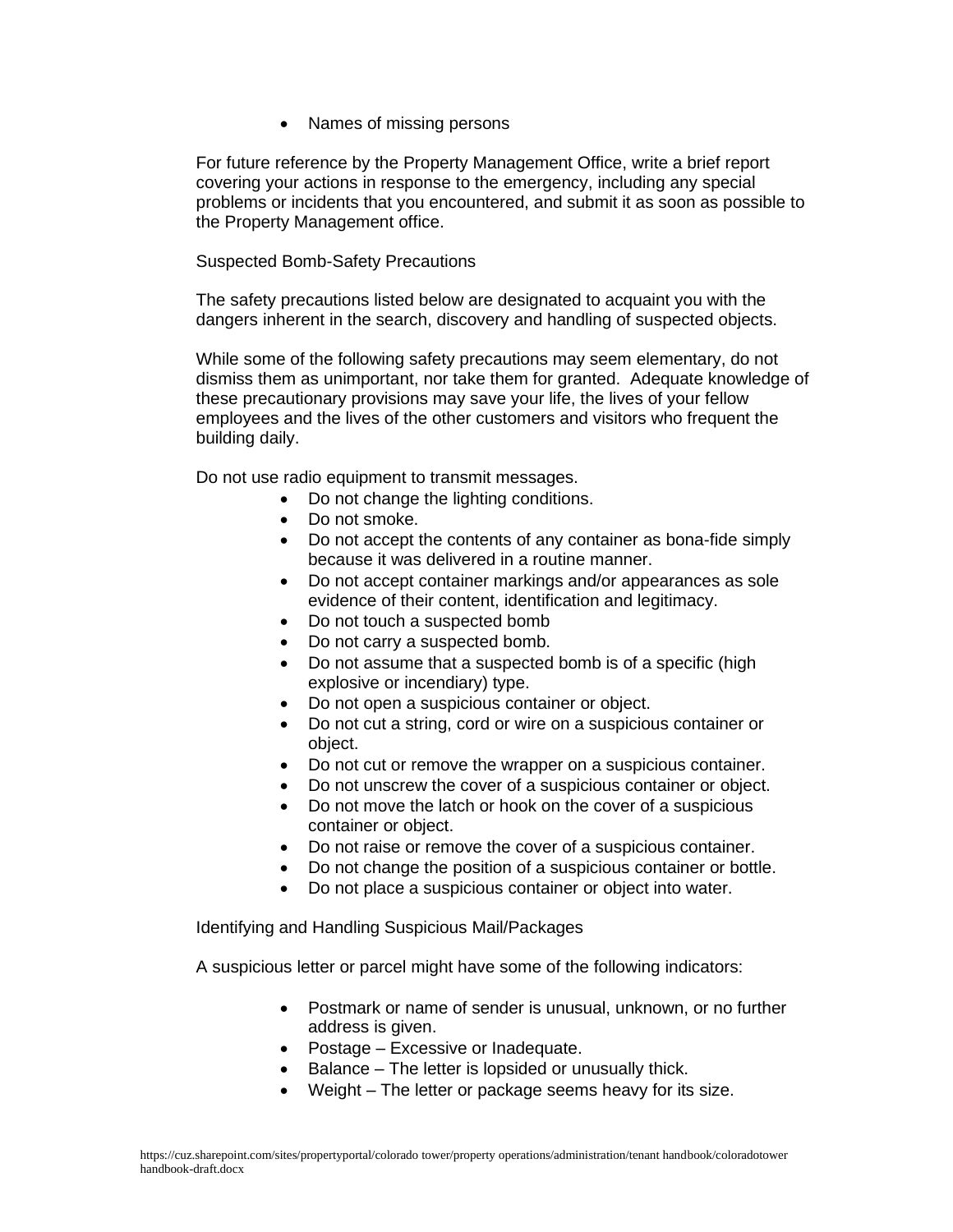- Names of missing persons

For future reference by the Property Management Office, write a brief report covering your actions in response to the emergency, including any special problems or incidents that you encountered, and submit it as soon as possible to the Property Management office.

Suspected Bomb-Safety Precautions

The safety precautions listed below are designated to acquaint you with the dangers inherent in the search, discovery and handling of suspected objects.

While some of the following safety precautions may seem elementary, do not dismiss them as unimportant, nor take them for granted. Adequate knowledge of these precautionary provisions may save your life, the lives of your fellow employees and the lives of the other customers and visitors who frequent the building daily.

Do not use radio equipment to transmit messages.

- Do not change the lighting conditions.
- Do not smoke.
- Do not accept the contents of any container as bona-fide simply because it was delivered in a routine manner.
- Do not accept container markings and/or appearances as sole evidence of their content, identification and legitimacy.
- Do not touch a suspected bomb
- Do not carry a suspected bomb.
- Do not assume that a suspected bomb is of a specific (high explosive or incendiary) type.
- Do not open a suspicious container or object.
- Do not cut a string, cord or wire on a suspicious container or object.
- Do not cut or remove the wrapper on a suspicious container.
- Do not unscrew the cover of a suspicious container or object.
- Do not move the latch or hook on the cover of a suspicious container or object.
- Do not raise or remove the cover of a suspicious container.
- Do not change the position of a suspicious container or bottle.
- Do not place a suspicious container or object into water.

Identifying and Handling Suspicious Mail/Packages

A suspicious letter or parcel might have some of the following indicators:

- Postmark or name of sender is unusual, unknown, or no further address is given.
- Postage – Excessive or Inadequate.
- Balance – The letter is lopsided or unusually thick.
- Weight – The letter or package seems heavy for its size.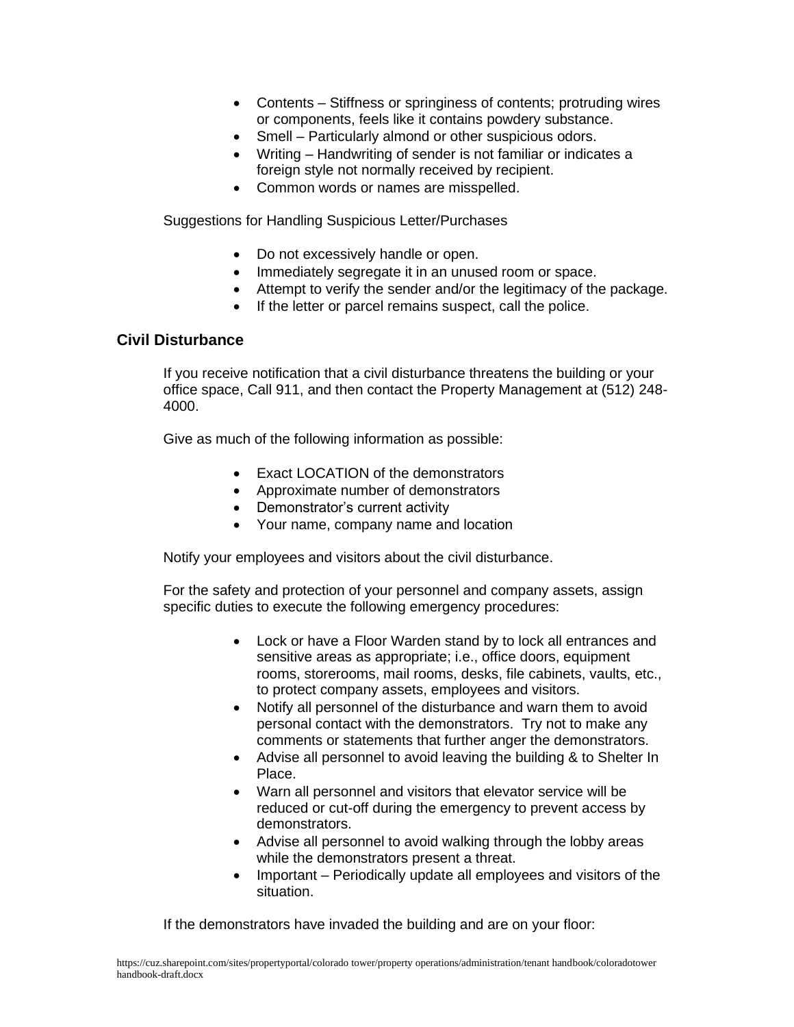- Contents – Stiffness or springiness of contents; protruding wires or components, feels like it contains powdery substance.
- Smell – Particularly almond or other suspicious odors.
- Writing – Handwriting of sender is not familiar or indicates a foreign style not normally received by recipient.
- Common words or names are misspelled.

Suggestions for Handling Suspicious Letter/Purchases

- Do not excessively handle or open.
- Immediately segregate it in an unused room or space.
- Attempt to verify the sender and/or the legitimacy of the package.
- If the letter or parcel remains suspect, call the police.

### Civil Disturbance

If you receive notification that a civil disturbance threatens the building or your office space, Call 911, and then contact the Property Management at (512) 248-4000.

Give as much of the following information as possible:

- Exact LOCATION of the demonstrators
- Approximate number of demonstrators
- Demonstrator's current activity
- Your name, company name and location

Notify your employees and visitors about the civil disturbance.

For the safety and protection of your personnel and company assets, assign specific duties to execute the following emergency procedures:

- Lock or have a Floor Warden stand by to lock all entrances and sensitive areas as appropriate; i.e., office doors, equipment rooms, storerooms, mail rooms, desks, file cabinets, vaults, etc., to protect company assets, employees and visitors.
- Notify all personnel of the disturbance and warn them to avoid personal contact with the demonstrators. Try not to make any comments or statements that further anger the demonstrators.
- Advise all personnel to avoid leaving the building & to Shelter In Place.
- Warn all personnel and visitors that elevator service will be reduced or cut-off during the emergency to prevent access by demonstrators.
- Advise all personnel to avoid walking through the lobby areas while the demonstrators present a threat.
- Important – Periodically update all employees and visitors of the situation.

If the demonstrators have invaded the building and are on your floor: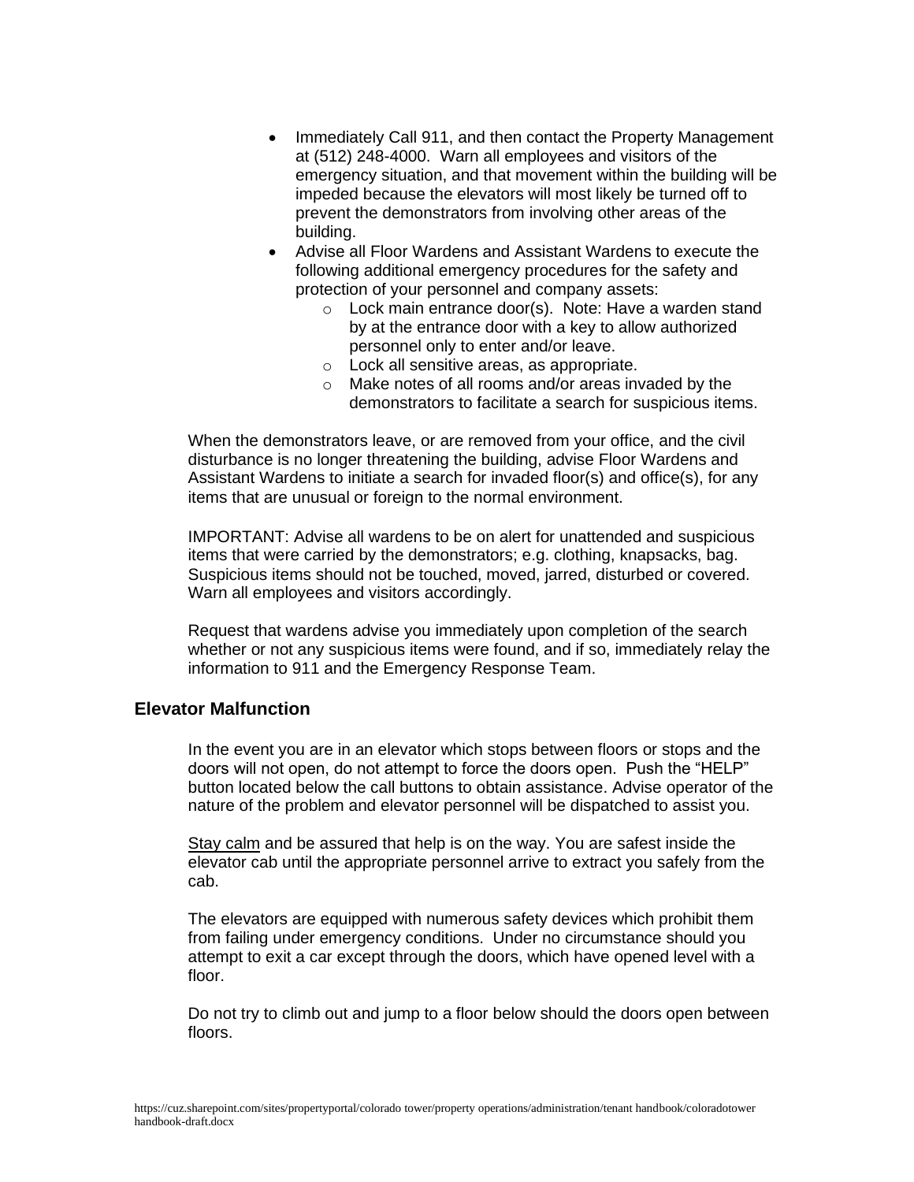- Immediately Call 911, and then contact the Property Management at (512) 248-4000. Warn all employees and visitors of the emergency situation, and that movement within the building will be impeded because the elevators will most likely be turned off to prevent the demonstrators from involving other areas of the building.
- Advise all Floor Wardens and Assistant Wardens to execute the following additional emergency procedures for the safety and protection of your personnel and company assets:
  - Lock main entrance door(s). Note: Have a warden stand by at the entrance door with a key to allow authorized personnel only to enter and/or leave.
  - Lock all sensitive areas, as appropriate.
  - Make notes of all rooms and/or areas invaded by the demonstrators to facilitate a search for suspicious items.

When the demonstrators leave, or are removed from your office, and the civil disturbance is no longer threatening the building, advise Floor Wardens and Assistant Wardens to initiate a search for invaded floor(s) and office(s), for any items that are unusual or foreign to the normal environment.

IMPORTANT: Advise all wardens to be on alert for unattended and suspicious items that were carried by the demonstrators; e.g. clothing, knapsacks, bag. Suspicious items should not be touched, moved, jarred, disturbed or covered. Warn all employees and visitors accordingly.

Request that wardens advise you immediately upon completion of the search whether or not any suspicious items were found, and if so, immediately relay the information to 911 and the Emergency Response Team.

## Elevator Malfunction

In the event you are in an elevator which stops between floors or stops and the doors will not open, do not attempt to force the doors open. Push the "HELP" button located below the call buttons to obtain assistance. Advise operator of the nature of the problem and elevator personnel will be dispatched to assist you.

<u>Stay calm</u> and be assured that help is on the way. You are safest inside the elevator cab until the appropriate personnel arrive to extract you safely from the cab.

The elevators are equipped with numerous safety devices which prohibit them from failing under emergency conditions. Under no circumstance should you attempt to exit a car except through the doors, which have opened level with a floor.

Do not try to climb out and jump to a floor below should the doors open between floors.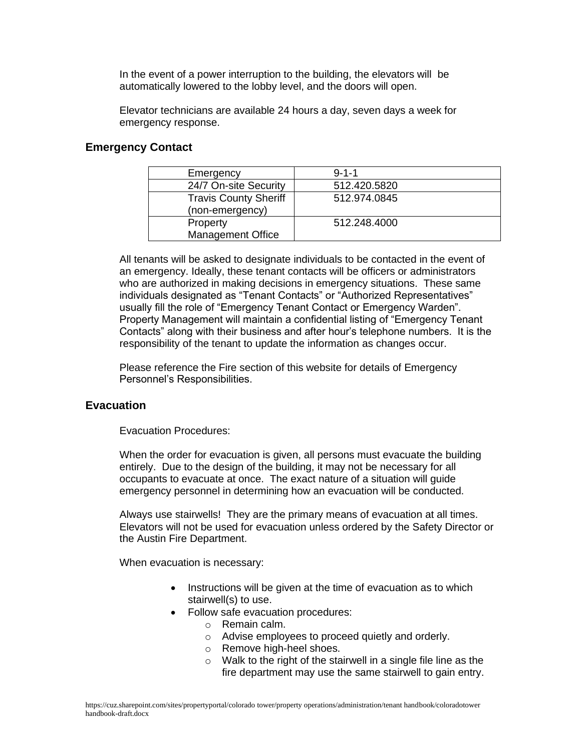In the event of a power interruption to the building, the elevators will be automatically lowered to the lobby level, and the doors will open.

Elevator technicians are available 24 hours a day, seven days a week for emergency response.

## Emergency Contact

| Emergency | 9-1-1 |
|---|---|
| 24/7 On-site Security | 512.420.5820 |
| Travis County Sheriff (non-emergency) | 512.974.0845 |
| Property Management Office | 512.248.4000 |

All tenants will be asked to designate individuals to be contacted in the event of an emergency. Ideally, these tenant contacts will be officers or administrators who are authorized in making decisions in emergency situations. These same individuals designated as "Tenant Contacts" or "Authorized Representatives" usually fill the role of "Emergency Tenant Contact or Emergency Warden". Property Management will maintain a confidential listing of "Emergency Tenant Contacts" along with their business and after hour's telephone numbers. It is the responsibility of the tenant to update the information as changes occur.

Please reference the Fire section of this website for details of Emergency Personnel's Responsibilities.

## Evacuation

Evacuation Procedures:

When the order for evacuation is given, all persons must evacuate the building entirely. Due to the design of the building, it may not be necessary for all occupants to evacuate at once. The exact nature of a situation will guide emergency personnel in determining how an evacuation will be conducted.

Always use stairwells! They are the primary means of evacuation at all times. Elevators will not be used for evacuation unless ordered by the Safety Director or the Austin Fire Department.

When evacuation is necessary:

- Instructions will be given at the time of evacuation as to which stairwell(s) to use.
- Follow safe evacuation procedures:
  - Remain calm.
  - Advise employees to proceed quietly and orderly.
  - Remove high-heel shoes.
  - Walk to the right of the stairwell in a single file line as the fire department may use the same stairwell to gain entry.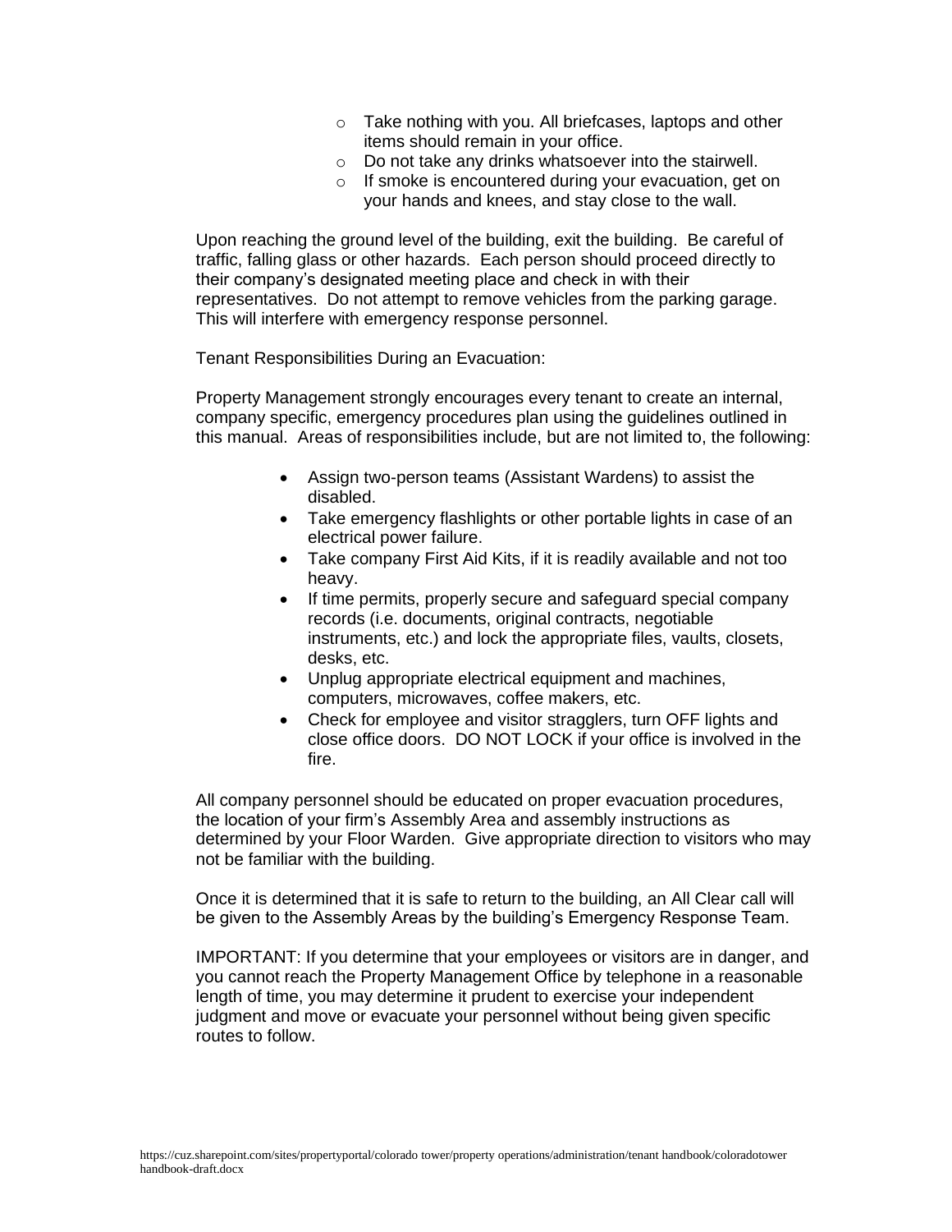- Take nothing with you. All briefcases, laptops and other items should remain in your office.
  - Do not take any drinks whatsoever into the stairwell.
  - If smoke is encountered during your evacuation, get on your hands and knees, and stay close to the wall.

Upon reaching the ground level of the building, exit the building. Be careful of traffic, falling glass or other hazards. Each person should proceed directly to their company's designated meeting place and check in with their representatives. Do not attempt to remove vehicles from the parking garage. This will interfere with emergency response personnel.

Tenant Responsibilities During an Evacuation:

Property Management strongly encourages every tenant to create an internal, company specific, emergency procedures plan using the guidelines outlined in this manual. Areas of responsibilities include, but are not limited to, the following:

- Assign two-person teams (Assistant Wardens) to assist the disabled.
- Take emergency flashlights or other portable lights in case of an electrical power failure.
- Take company First Aid Kits, if it is readily available and not too heavy.
- If time permits, properly secure and safeguard special company records (i.e. documents, original contracts, negotiable instruments, etc.) and lock the appropriate files, vaults, closets, desks, etc.
- Unplug appropriate electrical equipment and machines, computers, microwaves, coffee makers, etc.
- Check for employee and visitor stragglers, turn OFF lights and close office doors. DO NOT LOCK if your office is involved in the fire.

All company personnel should be educated on proper evacuation procedures, the location of your firm's Assembly Area and assembly instructions as determined by your Floor Warden. Give appropriate direction to visitors who may not be familiar with the building.

Once it is determined that it is safe to return to the building, an All Clear call will be given to the Assembly Areas by the building's Emergency Response Team.

IMPORTANT: If you determine that your employees or visitors are in danger, and you cannot reach the Property Management Office by telephone in a reasonable length of time, you may determine it prudent to exercise your independent judgment and move or evacuate your personnel without being given specific routes to follow.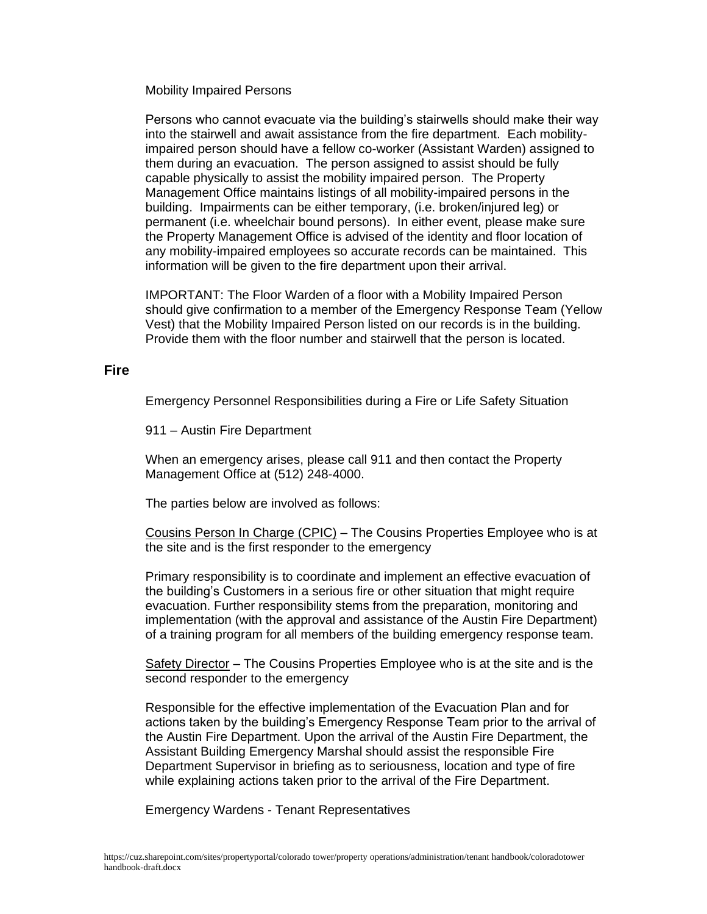Mobility Impaired Persons

Persons who cannot evacuate via the building's stairwells should make their way into the stairwell and await assistance from the fire department. Each mobility-impaired person should have a fellow co-worker (Assistant Warden) assigned to them during an evacuation. The person assigned to assist should be fully capable physically to assist the mobility impaired person. The Property Management Office maintains listings of all mobility-impaired persons in the building. Impairments can be either temporary, (i.e. broken/injured leg) or permanent (i.e. wheelchair bound persons). In either event, please make sure the Property Management Office is advised of the identity and floor location of any mobility-impaired employees so accurate records can be maintained. This information will be given to the fire department upon their arrival.

IMPORTANT: The Floor Warden of a floor with a Mobility Impaired Person should give confirmation to a member of the Emergency Response Team (Yellow Vest) that the Mobility Impaired Person listed on our records is in the building. Provide them with the floor number and stairwell that the person is located.

## Fire

Emergency Personnel Responsibilities during a Fire or Life Safety Situation

911 – Austin Fire Department

When an emergency arises, please call 911 and then contact the Property Management Office at (512) 248-4000.

The parties below are involved as follows:

Cousins Person In Charge (CPIC) – The Cousins Properties Employee who is at the site and is the first responder to the emergency

Primary responsibility is to coordinate and implement an effective evacuation of the building's Customers in a serious fire or other situation that might require evacuation. Further responsibility stems from the preparation, monitoring and implementation (with the approval and assistance of the Austin Fire Department) of a training program for all members of the building emergency response team.

Safety Director – The Cousins Properties Employee who is at the site and is the second responder to the emergency

Responsible for the effective implementation of the Evacuation Plan and for actions taken by the building's Emergency Response Team prior to the arrival of the Austin Fire Department. Upon the arrival of the Austin Fire Department, the Assistant Building Emergency Marshal should assist the responsible Fire Department Supervisor in briefing as to seriousness, location and type of fire while explaining actions taken prior to the arrival of the Fire Department.

Emergency Wardens - Tenant Representatives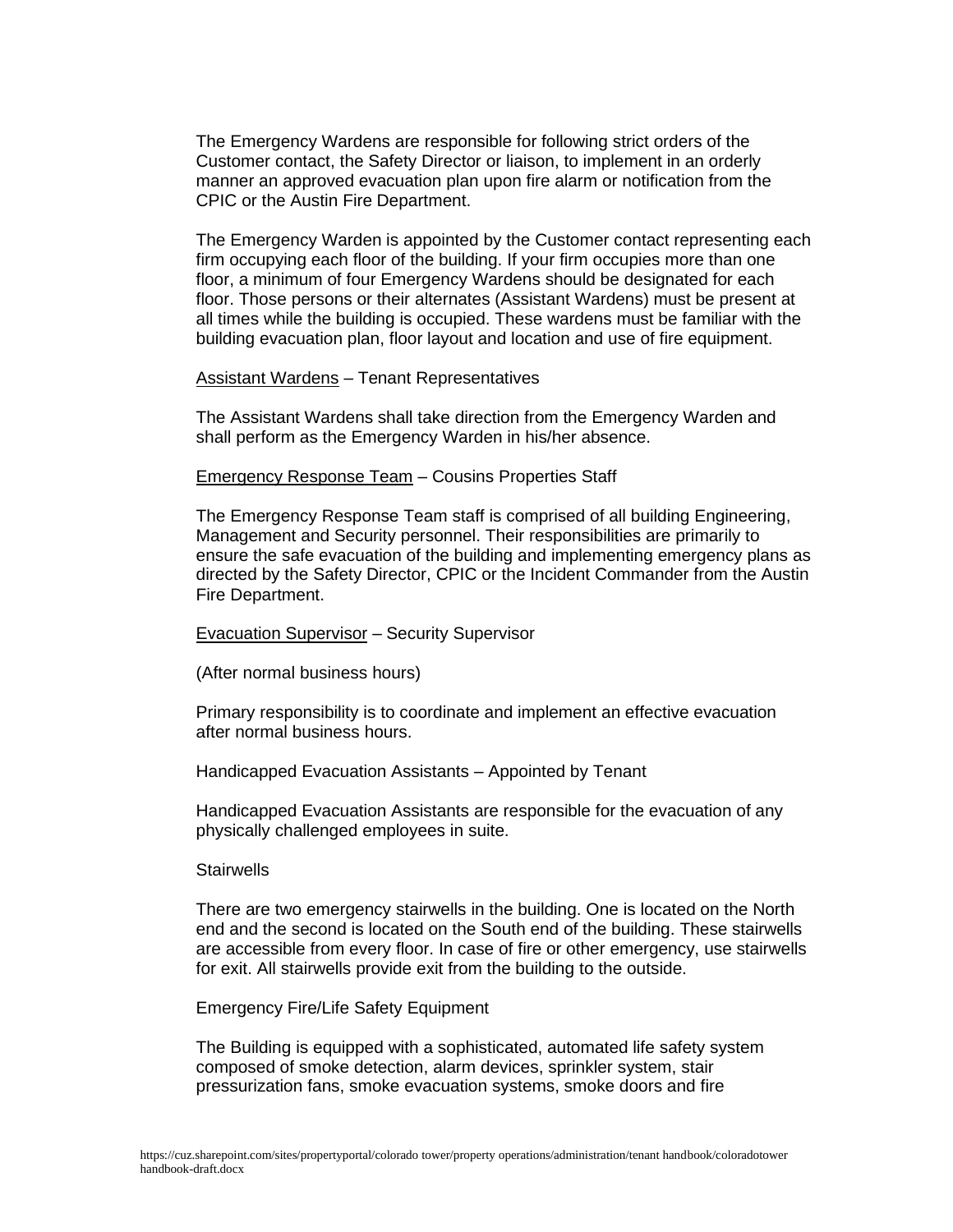The Emergency Wardens are responsible for following strict orders of the Customer contact, the Safety Director or liaison, to implement in an orderly manner an approved evacuation plan upon fire alarm or notification from the CPIC or the Austin Fire Department.

The Emergency Warden is appointed by the Customer contact representing each firm occupying each floor of the building. If your firm occupies more than one floor, a minimum of four Emergency Wardens should be designated for each floor. Those persons or their alternates (Assistant Wardens) must be present at all times while the building is occupied. These wardens must be familiar with the building evacuation plan, floor layout and location and use of fire equipment.

<u>Assistant Wardens</u> – Tenant Representatives

The Assistant Wardens shall take direction from the Emergency Warden and shall perform as the Emergency Warden in his/her absence.

<u>Emergency Response Team</u> – Cousins Properties Staff

The Emergency Response Team staff is comprised of all building Engineering, Management and Security personnel. Their responsibilities are primarily to ensure the safe evacuation of the building and implementing emergency plans as directed by the Safety Director, CPIC or the Incident Commander from the Austin Fire Department.

<u>Evacuation Supervisor</u> – Security Supervisor

(After normal business hours)

Primary responsibility is to coordinate and implement an effective evacuation after normal business hours.

Handicapped Evacuation Assistants – Appointed by Tenant

Handicapped Evacuation Assistants are responsible for the evacuation of any physically challenged employees in suite.

Stairwells

There are two emergency stairwells in the building. One is located on the North end and the second is located on the South end of the building. These stairwells are accessible from every floor. In case of fire or other emergency, use stairwells for exit. All stairwells provide exit from the building to the outside.

Emergency Fire/Life Safety Equipment

The Building is equipped with a sophisticated, automated life safety system composed of smoke detection, alarm devices, sprinkler system, stair pressurization fans, smoke evacuation systems, smoke doors and fire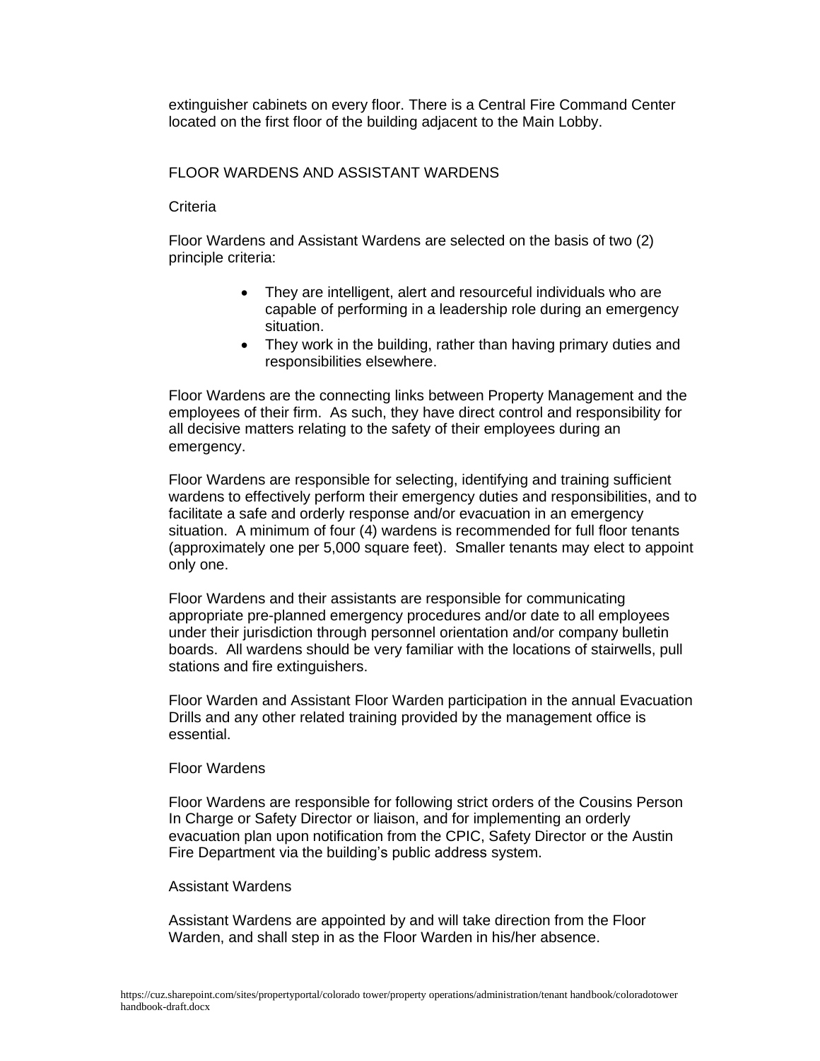extinguisher cabinets on every floor. There is a Central Fire Command Center located on the first floor of the building adjacent to the Main Lobby.

## FLOOR WARDENS AND ASSISTANT WARDENS

### Criteria

Floor Wardens and Assistant Wardens are selected on the basis of two (2) principle criteria:

- They are intelligent, alert and resourceful individuals who are capable of performing in a leadership role during an emergency situation.
- They work in the building, rather than having primary duties and responsibilities elsewhere.

Floor Wardens are the connecting links between Property Management and the employees of their firm. As such, they have direct control and responsibility for all decisive matters relating to the safety of their employees during an emergency.

Floor Wardens are responsible for selecting, identifying and training sufficient wardens to effectively perform their emergency duties and responsibilities, and to facilitate a safe and orderly response and/or evacuation in an emergency situation. A minimum of four (4) wardens is recommended for full floor tenants (approximately one per 5,000 square feet). Smaller tenants may elect to appoint only one.

Floor Wardens and their assistants are responsible for communicating appropriate pre-planned emergency procedures and/or date to all employees under their jurisdiction through personnel orientation and/or company bulletin boards. All wardens should be very familiar with the locations of stairwells, pull stations and fire extinguishers.

Floor Warden and Assistant Floor Warden participation in the annual Evacuation Drills and any other related training provided by the management office is essential.

### Floor Wardens

Floor Wardens are responsible for following strict orders of the Cousins Person In Charge or Safety Director or liaison, and for implementing an orderly evacuation plan upon notification from the CPIC, Safety Director or the Austin Fire Department via the building's public address system.

### Assistant Wardens

Assistant Wardens are appointed by and will take direction from the Floor Warden, and shall step in as the Floor Warden in his/her absence.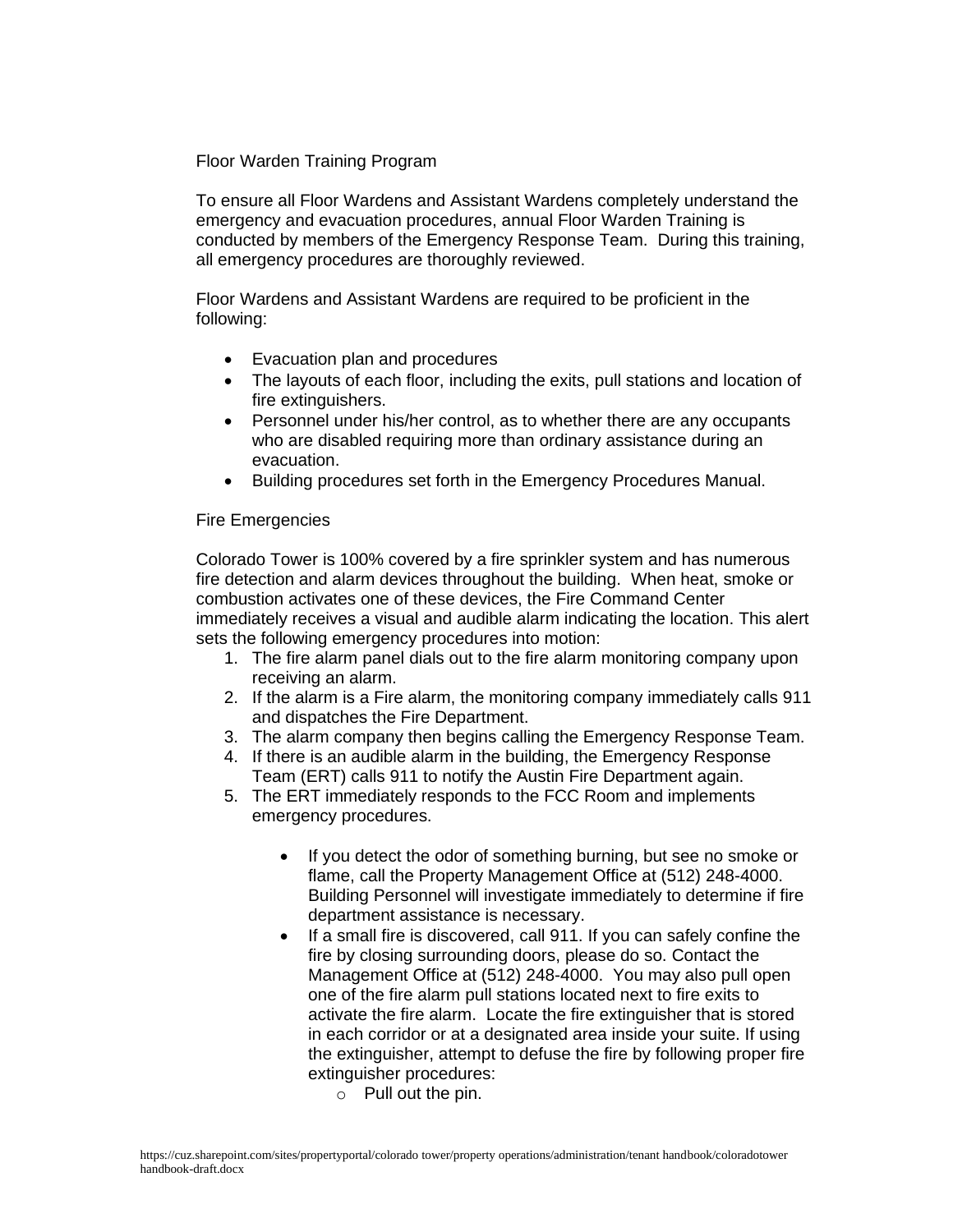## Floor Warden Training Program

To ensure all Floor Wardens and Assistant Wardens completely understand the emergency and evacuation procedures, annual Floor Warden Training is conducted by members of the Emergency Response Team. During this training, all emergency procedures are thoroughly reviewed.

Floor Wardens and Assistant Wardens are required to be proficient in the following:

- Evacuation plan and procedures
- The layouts of each floor, including the exits, pull stations and location of fire extinguishers.
- Personnel under his/her control, as to whether there are any occupants who are disabled requiring more than ordinary assistance during an evacuation.
- Building procedures set forth in the Emergency Procedures Manual.

## Fire Emergencies

Colorado Tower is 100% covered by a fire sprinkler system and has numerous fire detection and alarm devices throughout the building. When heat, smoke or combustion activates one of these devices, the Fire Command Center immediately receives a visual and audible alarm indicating the location. This alert sets the following emergency procedures into motion:

1. The fire alarm panel dials out to the fire alarm monitoring company upon receiving an alarm.
2. If the alarm is a Fire alarm, the monitoring company immediately calls 911 and dispatches the Fire Department.
3. The alarm company then begins calling the Emergency Response Team.
4. If there is an audible alarm in the building, the Emergency Response Team (ERT) calls 911 to notify the Austin Fire Department again.
5. The ERT immediately responds to the FCC Room and implements emergency procedures.

    - If you detect the odor of something burning, but see no smoke or flame, call the Property Management Office at (512) 248-4000. Building Personnel will investigate immediately to determine if fire department assistance is necessary.
    - If a small fire is discovered, call 911. If you can safely confine the fire by closing surrounding doors, please do so. Contact the Management Office at (512) 248-4000. You may also pull open one of the fire alarm pull stations located next to fire exits to activate the fire alarm. Locate the fire extinguisher that is stored in each corridor or at a designated area inside your suite. If using the extinguisher, attempt to defuse the fire by following proper fire extinguisher procedures:
        - Pull out the pin.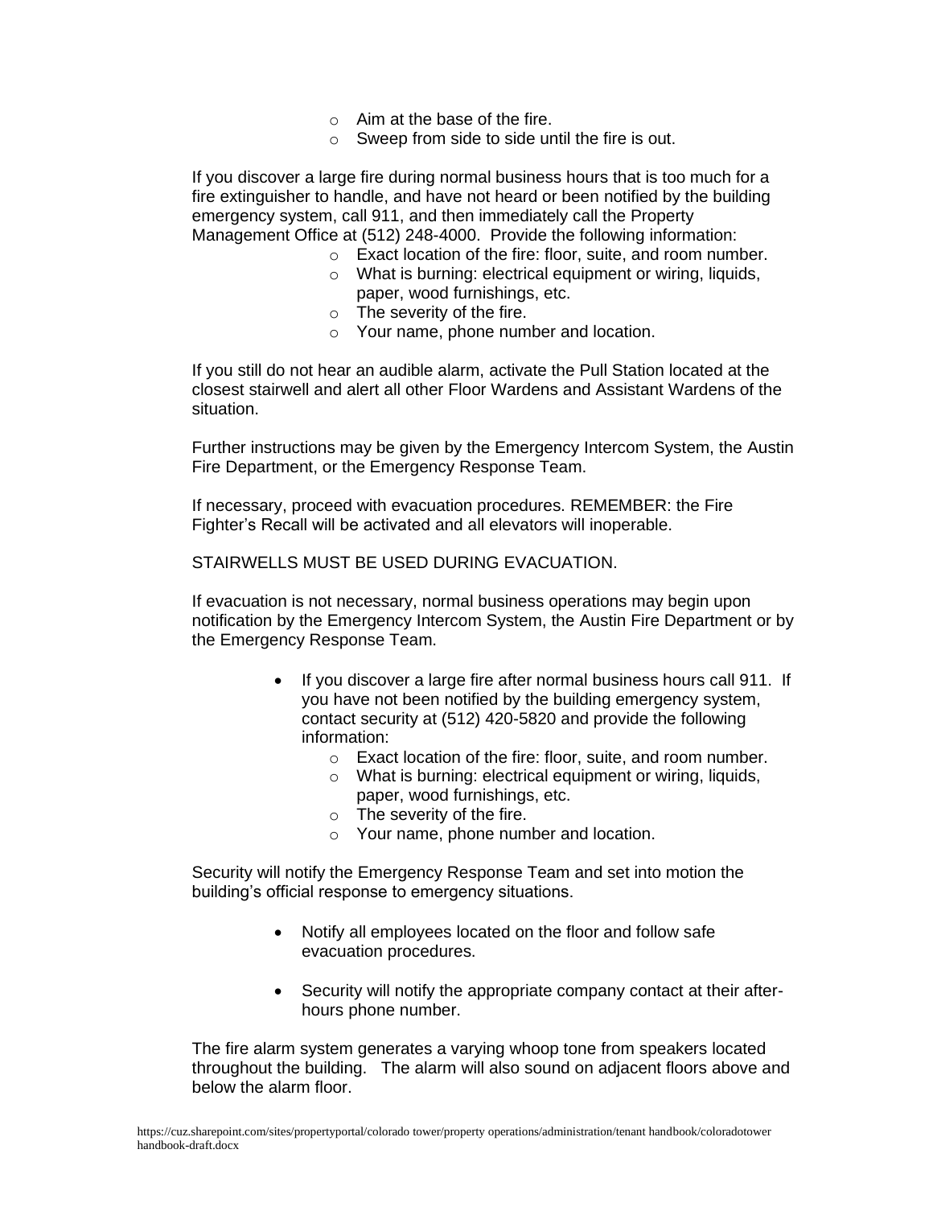- Aim at the base of the fire.
- Sweep from side to side until the fire is out.

If you discover a large fire during normal business hours that is too much for a fire extinguisher to handle, and have not heard or been notified by the building emergency system, call 911, and then immediately call the Property Management Office at (512) 248-4000. Provide the following information:

- Exact location of the fire: floor, suite, and room number.
- What is burning: electrical equipment or wiring, liquids, paper, wood furnishings, etc.
- The severity of the fire.
- Your name, phone number and location.

If you still do not hear an audible alarm, activate the Pull Station located at the closest stairwell and alert all other Floor Wardens and Assistant Wardens of the situation.

Further instructions may be given by the Emergency Intercom System, the Austin Fire Department, or the Emergency Response Team.

If necessary, proceed with evacuation procedures. REMEMBER: the Fire Fighter's Recall will be activated and all elevators will inoperable.

STAIRWELLS MUST BE USED DURING EVACUATION.

If evacuation is not necessary, normal business operations may begin upon notification by the Emergency Intercom System, the Austin Fire Department or by the Emergency Response Team.

- If you discover a large fire after normal business hours call 911. If you have not been notified by the building emergency system, contact security at (512) 420-5820 and provide the following information:
  - Exact location of the fire: floor, suite, and room number.
  - What is burning: electrical equipment or wiring, liquids, paper, wood furnishings, etc.
  - The severity of the fire.
  - Your name, phone number and location.

Security will notify the Emergency Response Team and set into motion the building's official response to emergency situations.

- Notify all employees located on the floor and follow safe evacuation procedures.

- Security will notify the appropriate company contact at their after-hours phone number.

The fire alarm system generates a varying whoop tone from speakers located throughout the building. The alarm will also sound on adjacent floors above and below the alarm floor.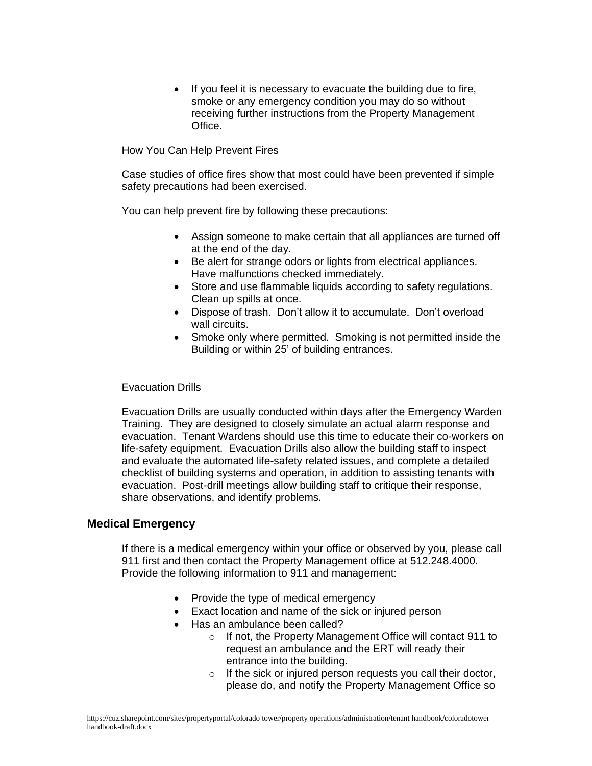- If you feel it is necessary to evacuate the building due to fire, smoke or any emergency condition you may do so without receiving further instructions from the Property Management Office.

How You Can Help Prevent Fires

Case studies of office fires show that most could have been prevented if simple safety precautions had been exercised.

You can help prevent fire by following these precautions:

- Assign someone to make certain that all appliances are turned off at the end of the day.
- Be alert for strange odors or lights from electrical appliances. Have malfunctions checked immediately.
- Store and use flammable liquids according to safety regulations. Clean up spills at once.
- Dispose of trash. Don't allow it to accumulate. Don't overload wall circuits.
- Smoke only where permitted. Smoking is not permitted inside the Building or within 25' of building entrances.

Evacuation Drills

Evacuation Drills are usually conducted within days after the Emergency Warden Training. They are designed to closely simulate an actual alarm response and evacuation. Tenant Wardens should use this time to educate their co-workers on life-safety equipment. Evacuation Drills also allow the building staff to inspect and evaluate the automated life-safety related issues, and complete a detailed checklist of building systems and operation, in addition to assisting tenants with evacuation. Post-drill meetings allow building staff to critique their response, share observations, and identify problems.

## Medical Emergency

If there is a medical emergency within your office or observed by you, please call 911 first and then contact the Property Management office at 512.248.4000. Provide the following information to 911 and management:

- Provide the type of medical emergency
- Exact location and name of the sick or injured person
- Has an ambulance been called?
  - If not, the Property Management Office will contact 911 to request an ambulance and the ERT will ready their entrance into the building.
  - If the sick or injured person requests you call their doctor, please do, and notify the Property Management Office so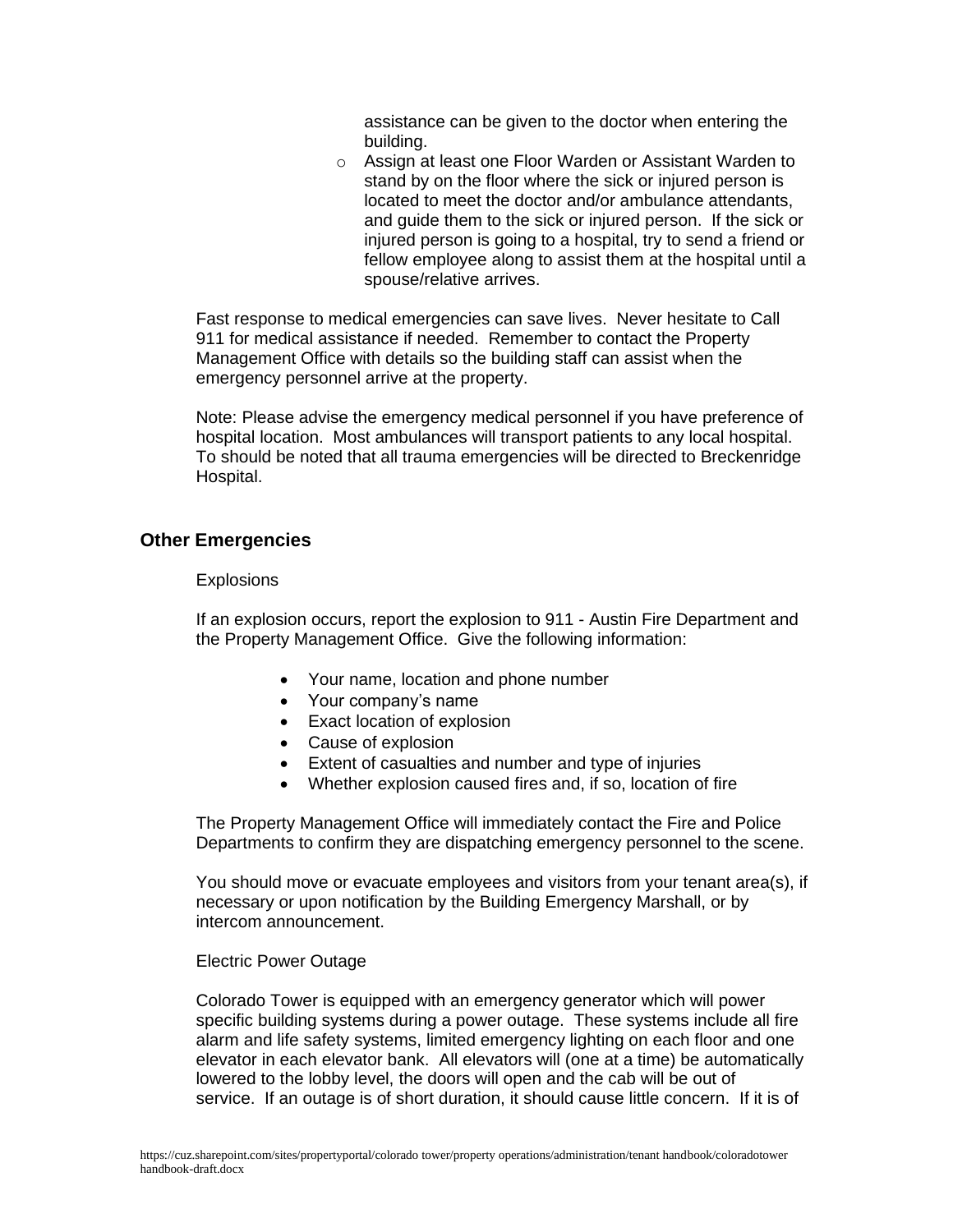assistance can be given to the doctor when entering the building.

- Assign at least one Floor Warden or Assistant Warden to stand by on the floor where the sick or injured person is located to meet the doctor and/or ambulance attendants, and guide them to the sick or injured person. If the sick or injured person is going to a hospital, try to send a friend or fellow employee along to assist them at the hospital until a spouse/relative arrives.

Fast response to medical emergencies can save lives. Never hesitate to Call 911 for medical assistance if needed. Remember to contact the Property Management Office with details so the building staff can assist when the emergency personnel arrive at the property.

Note: Please advise the emergency medical personnel if you have preference of hospital location. Most ambulances will transport patients to any local hospital. To should be noted that all trauma emergencies will be directed to Breckenridge Hospital.

## Other Emergencies

Explosions

If an explosion occurs, report the explosion to 911 - Austin Fire Department and the Property Management Office. Give the following information:

- Your name, location and phone number
- Your company's name
- Exact location of explosion
- Cause of explosion
- Extent of casualties and number and type of injuries
- Whether explosion caused fires and, if so, location of fire

The Property Management Office will immediately contact the Fire and Police Departments to confirm they are dispatching emergency personnel to the scene.

You should move or evacuate employees and visitors from your tenant area(s), if necessary or upon notification by the Building Emergency Marshall, or by intercom announcement.

Electric Power Outage

Colorado Tower is equipped with an emergency generator which will power specific building systems during a power outage. These systems include all fire alarm and life safety systems, limited emergency lighting on each floor and one elevator in each elevator bank. All elevators will (one at a time) be automatically lowered to the lobby level, the doors will open and the cab will be out of service. If an outage is of short duration, it should cause little concern. If it is of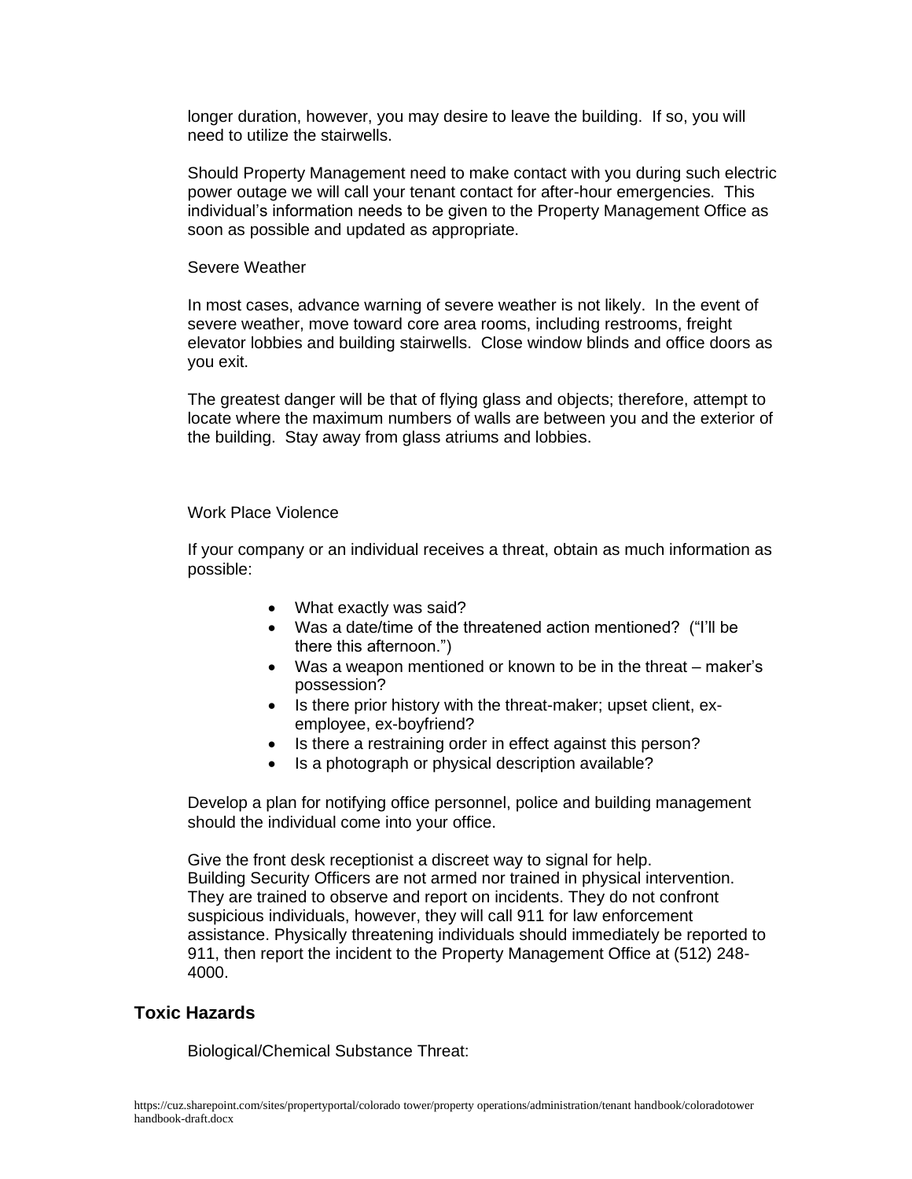longer duration, however, you may desire to leave the building. If so, you will need to utilize the stairwells.

Should Property Management need to make contact with you during such electric power outage we will call your tenant contact for after-hour emergencies. This individual's information needs to be given to the Property Management Office as soon as possible and updated as appropriate.

Severe Weather

In most cases, advance warning of severe weather is not likely. In the event of severe weather, move toward core area rooms, including restrooms, freight elevator lobbies and building stairwells. Close window blinds and office doors as you exit.

The greatest danger will be that of flying glass and objects; therefore, attempt to locate where the maximum numbers of walls are between you and the exterior of the building. Stay away from glass atriums and lobbies.

Work Place Violence

If your company or an individual receives a threat, obtain as much information as possible:

- What exactly was said?
- Was a date/time of the threatened action mentioned? ("I'll be there this afternoon.")
- Was a weapon mentioned or known to be in the threat – maker's possession?
- Is there prior history with the threat-maker; upset client, ex-employee, ex-boyfriend?
- Is there a restraining order in effect against this person?
- Is a photograph or physical description available?

Develop a plan for notifying office personnel, police and building management should the individual come into your office.

Give the front desk receptionist a discreet way to signal for help.
Building Security Officers are not armed nor trained in physical intervention. They are trained to observe and report on incidents. They do not confront suspicious individuals, however, they will call 911 for law enforcement assistance. Physically threatening individuals should immediately be reported to 911, then report the incident to the Property Management Office at (512) 248-4000.

## Toxic Hazards

Biological/Chemical Substance Threat: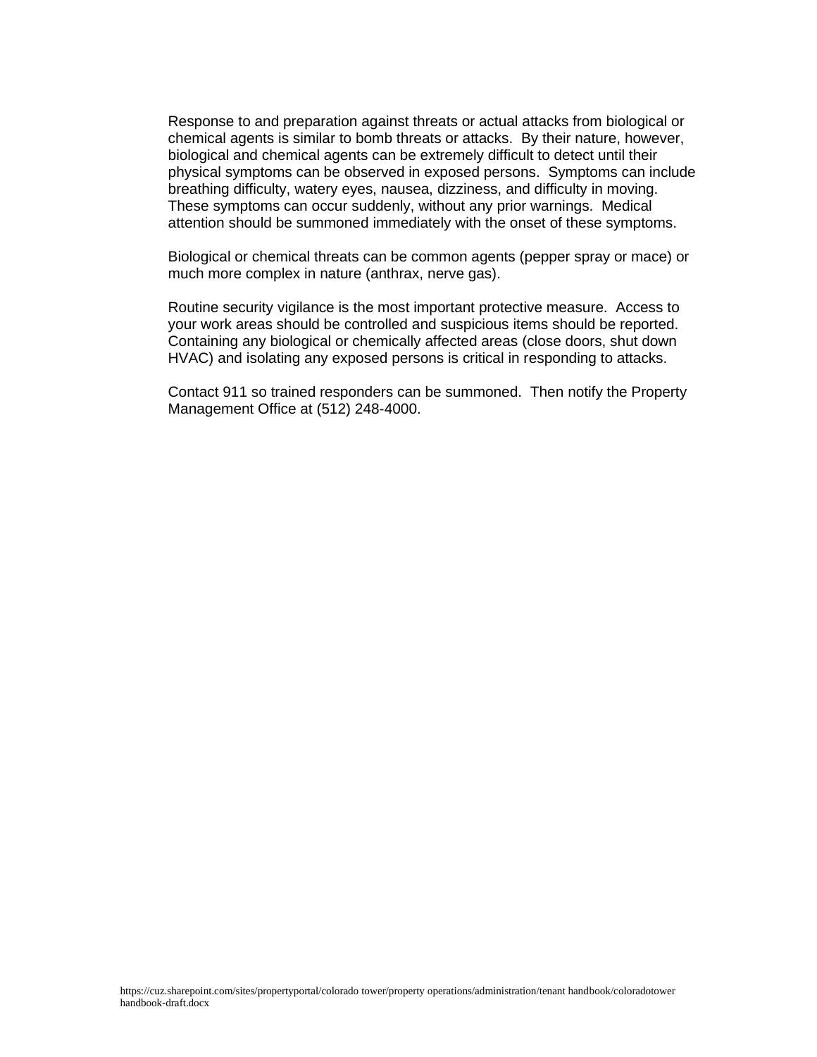Response to and preparation against threats or actual attacks from biological or chemical agents is similar to bomb threats or attacks. By their nature, however, biological and chemical agents can be extremely difficult to detect until their physical symptoms can be observed in exposed persons. Symptoms can include breathing difficulty, watery eyes, nausea, dizziness, and difficulty in moving. These symptoms can occur suddenly, without any prior warnings. Medical attention should be summoned immediately with the onset of these symptoms.

Biological or chemical threats can be common agents (pepper spray or mace) or much more complex in nature (anthrax, nerve gas).

Routine security vigilance is the most important protective measure. Access to your work areas should be controlled and suspicious items should be reported. Containing any biological or chemically affected areas (close doors, shut down HVAC) and isolating any exposed persons is critical in responding to attacks.

Contact 911 so trained responders can be summoned. Then notify the Property Management Office at (512) 248-4000.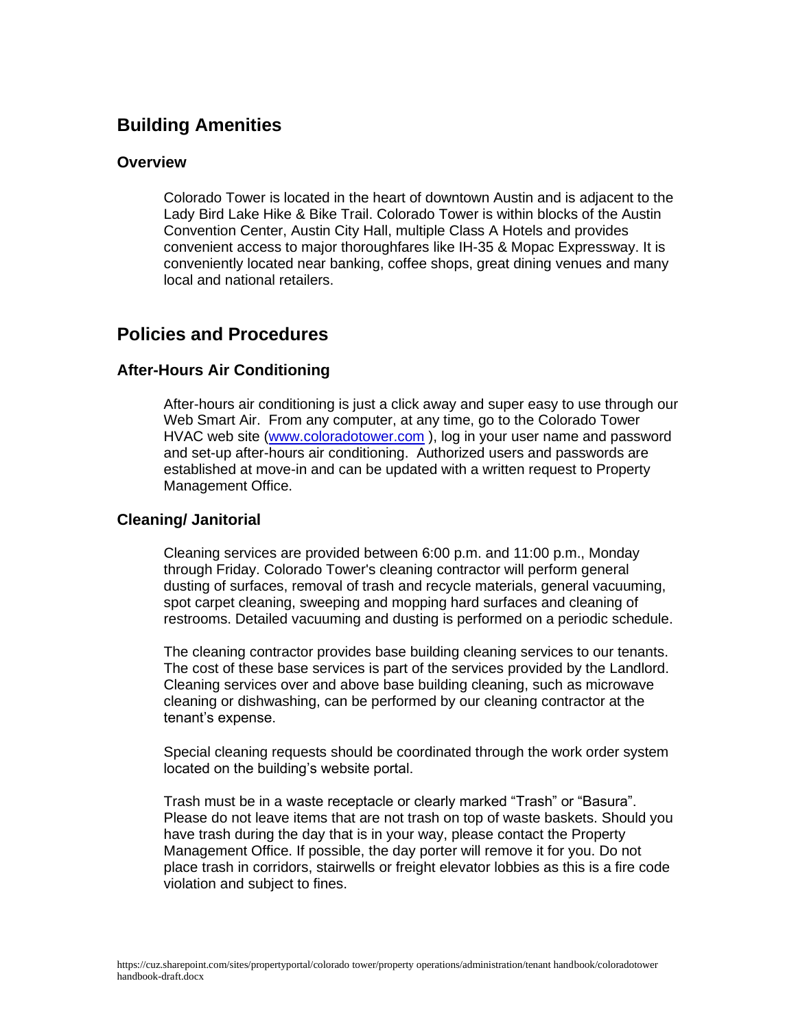## Building Amenities

### Overview

Colorado Tower is located in the heart of downtown Austin and is adjacent to the Lady Bird Lake Hike & Bike Trail. Colorado Tower is within blocks of the Austin Convention Center, Austin City Hall, multiple Class A Hotels and provides convenient access to major thoroughfares like IH-35 & Mopac Expressway. It is conveniently located near banking, coffee shops, great dining venues and many local and national retailers.

## Policies and Procedures

### After-Hours Air Conditioning

After-hours air conditioning is just a click away and super easy to use through our Web Smart Air. From any computer, at any time, go to the Colorado Tower HVAC web site ([www.coloradotower.com](www.coloradotower.com) ), log in your user name and password and set-up after-hours air conditioning. Authorized users and passwords are established at move-in and can be updated with a written request to Property Management Office.

### Cleaning/ Janitorial

Cleaning services are provided between 6:00 p.m. and 11:00 p.m., Monday through Friday. Colorado Tower's cleaning contractor will perform general dusting of surfaces, removal of trash and recycle materials, general vacuuming, spot carpet cleaning, sweeping and mopping hard surfaces and cleaning of restrooms. Detailed vacuuming and dusting is performed on a periodic schedule.

The cleaning contractor provides base building cleaning services to our tenants. The cost of these base services is part of the services provided by the Landlord. Cleaning services over and above base building cleaning, such as microwave cleaning or dishwashing, can be performed by our cleaning contractor at the tenant's expense.

Special cleaning requests should be coordinated through the work order system located on the building's website portal.

Trash must be in a waste receptacle or clearly marked "Trash" or "Basura". Please do not leave items that are not trash on top of waste baskets. Should you have trash during the day that is in your way, please contact the Property Management Office. If possible, the day porter will remove it for you. Do not place trash in corridors, stairwells or freight elevator lobbies as this is a fire code violation and subject to fines.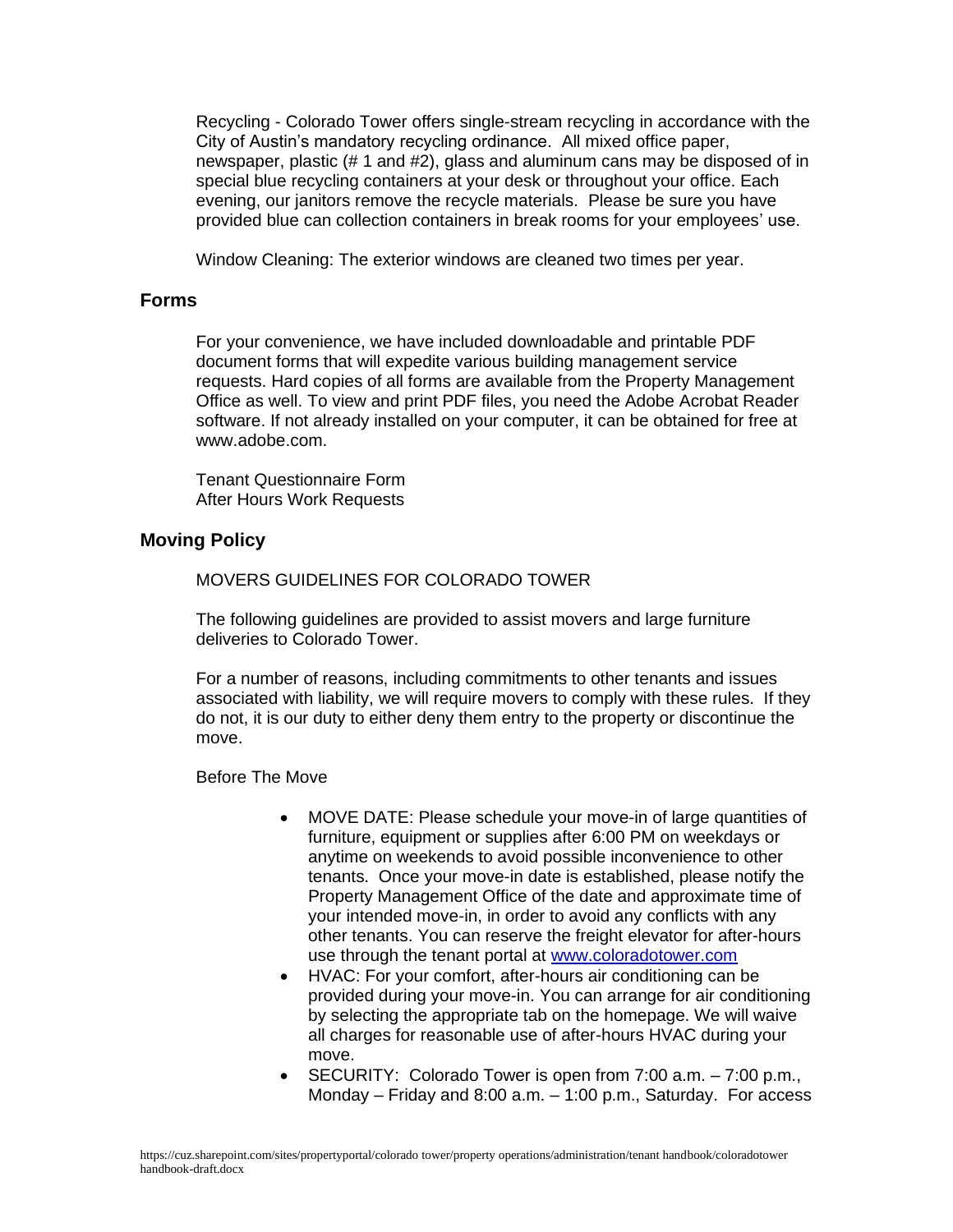Recycling - Colorado Tower offers single-stream recycling in accordance with the City of Austin's mandatory recycling ordinance. All mixed office paper, newspaper, plastic (# 1 and #2), glass and aluminum cans may be disposed of in special blue recycling containers at your desk or throughout your office. Each evening, our janitors remove the recycle materials. Please be sure you have provided blue can collection containers in break rooms for your employees' use.

Window Cleaning: The exterior windows are cleaned two times per year.

## Forms

For your convenience, we have included downloadable and printable PDF document forms that will expedite various building management service requests. Hard copies of all forms are available from the Property Management Office as well. To view and print PDF files, you need the Adobe Acrobat Reader software. If not already installed on your computer, it can be obtained for free at www.adobe.com.

Tenant Questionnaire Form
After Hours Work Requests

## Moving Policy

MOVERS GUIDELINES FOR COLORADO TOWER

The following guidelines are provided to assist movers and large furniture deliveries to Colorado Tower.

For a number of reasons, including commitments to other tenants and issues associated with liability, we will require movers to comply with these rules. If they do not, it is our duty to either deny them entry to the property or discontinue the move.

Before The Move

- MOVE DATE: Please schedule your move-in of large quantities of furniture, equipment or supplies after 6:00 PM on weekdays or anytime on weekends to avoid possible inconvenience to other tenants. Once your move-in date is established, please notify the Property Management Office of the date and approximate time of your intended move-in, in order to avoid any conflicts with any other tenants. You can reserve the freight elevator for after-hours use through the tenant portal at www.coloradotower.com
- HVAC: For your comfort, after-hours air conditioning can be provided during your move-in. You can arrange for air conditioning by selecting the appropriate tab on the homepage. We will waive all charges for reasonable use of after-hours HVAC during your move.
- SECURITY: Colorado Tower is open from 7:00 a.m. – 7:00 p.m., Monday – Friday and 8:00 a.m. – 1:00 p.m., Saturday. For access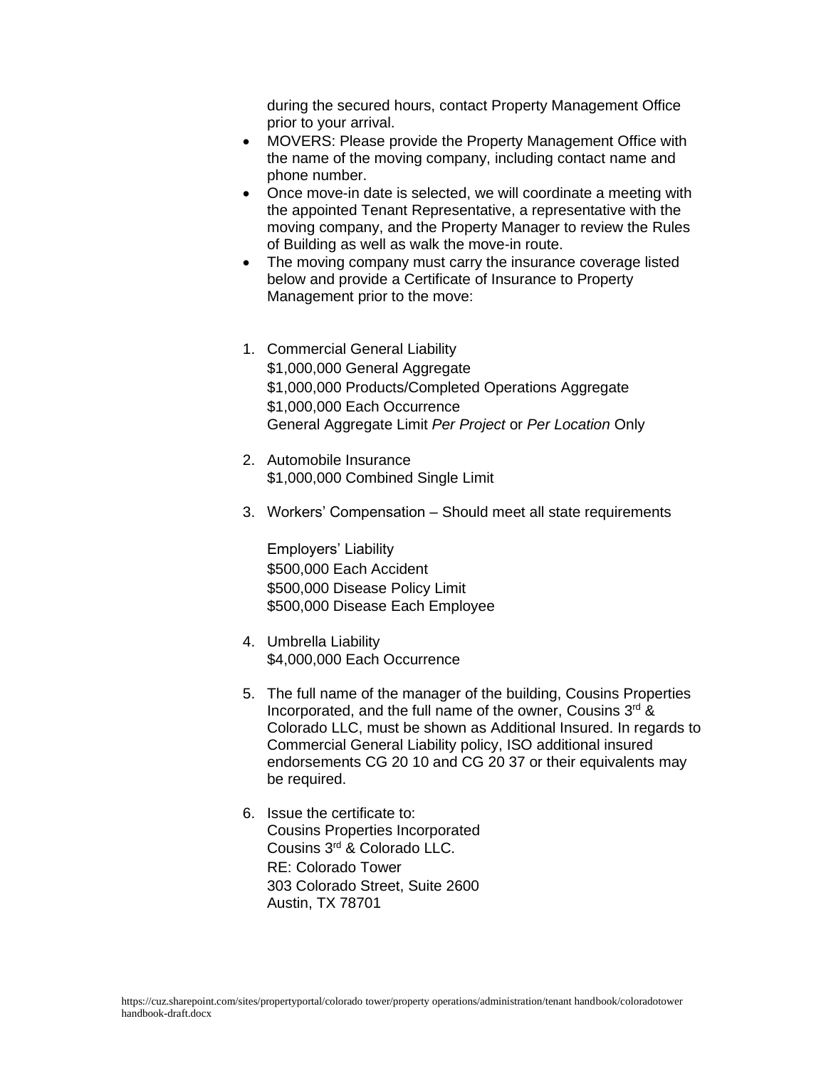during the secured hours, contact Property Management Office prior to your arrival.

- MOVERS: Please provide the Property Management Office with the name of the moving company, including contact name and phone number.
- Once move-in date is selected, we will coordinate a meeting with the appointed Tenant Representative, a representative with the moving company, and the Property Manager to review the Rules of Building as well as walk the move-in route.
- The moving company must carry the insurance coverage listed below and provide a Certificate of Insurance to Property Management prior to the move:

1. Commercial General Liability
   $1,000,000 General Aggregate
   $1,000,000 Products/Completed Operations Aggregate
   $1,000,000 Each Occurrence
   General Aggregate Limit *Per Project* or *Per Location* Only

2. Automobile Insurance
   $1,000,000 Combined Single Limit

3. Workers' Compensation – Should meet all state requirements

   Employers' Liability
   $500,000 Each Accident
   $500,000 Disease Policy Limit
   $500,000 Disease Each Employee

4. Umbrella Liability
   $4,000,000 Each Occurrence

5. The full name of the manager of the building, Cousins Properties Incorporated, and the full name of the owner, Cousins 3rd & Colorado LLC, must be shown as Additional Insured. In regards to Commercial General Liability policy, ISO additional insured endorsements CG 20 10 and CG 20 37 or their equivalents may be required.

6. Issue the certificate to:
   Cousins Properties Incorporated
   Cousins 3rd & Colorado LLC.
   RE: Colorado Tower
   303 Colorado Street, Suite 2600
   Austin, TX 78701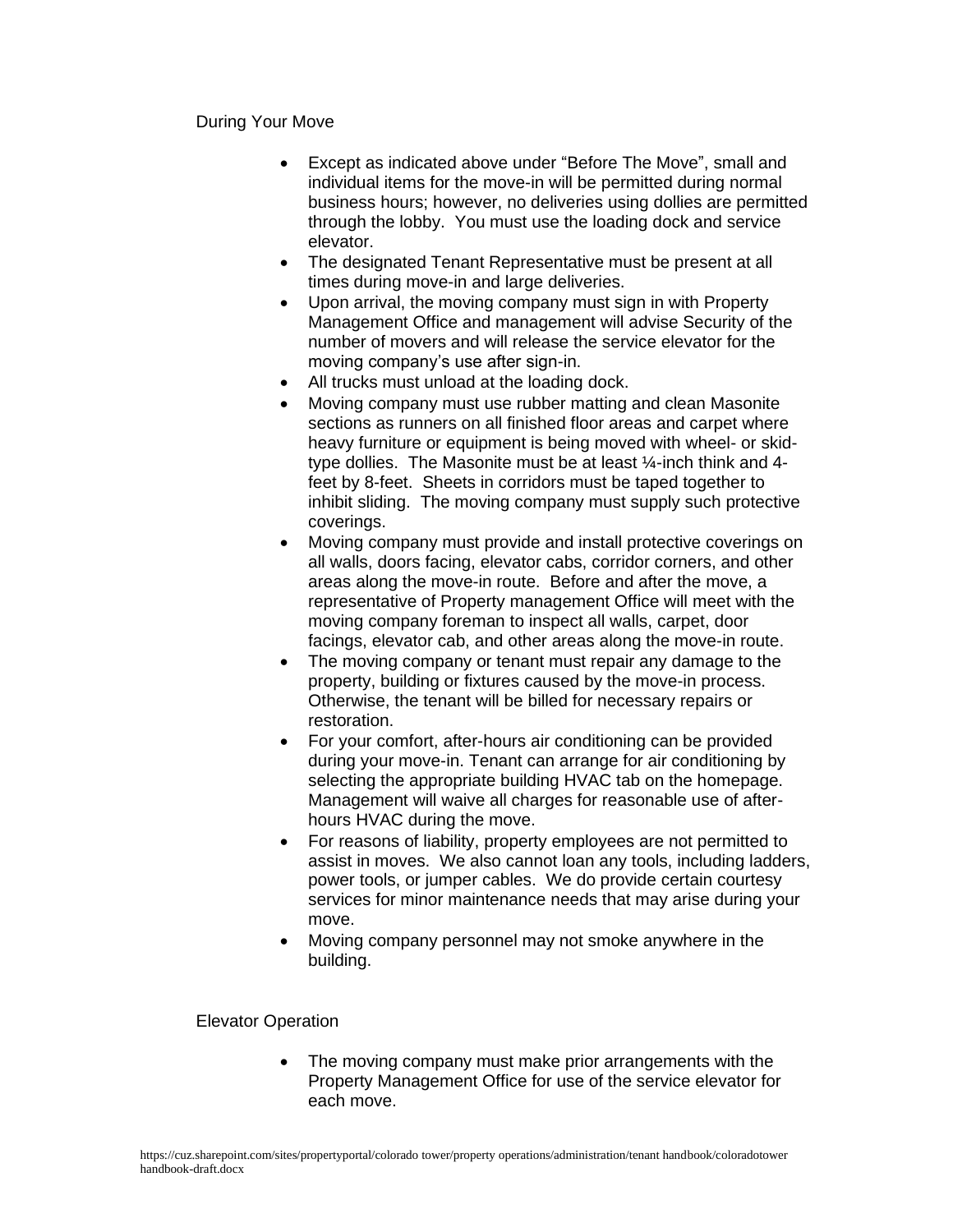## During Your Move

- Except as indicated above under “Before The Move”, small and individual items for the move-in will be permitted during normal business hours; however, no deliveries using dollies are permitted through the lobby. You must use the loading dock and service elevator.
- The designated Tenant Representative must be present at all times during move-in and large deliveries.
- Upon arrival, the moving company must sign in with Property Management Office and management will advise Security of the number of movers and will release the service elevator for the moving company’s use after sign-in.
- All trucks must unload at the loading dock.
- Moving company must use rubber matting and clean Masonite sections as runners on all finished floor areas and carpet where heavy furniture or equipment is being moved with wheel- or skid-type dollies. The Masonite must be at least ¼-inch think and 4-feet by 8-feet. Sheets in corridors must be taped together to inhibit sliding. The moving company must supply such protective coverings.
- Moving company must provide and install protective coverings on all walls, doors facing, elevator cabs, corridor corners, and other areas along the move-in route. Before and after the move, a representative of Property management Office will meet with the moving company foreman to inspect all walls, carpet, door facings, elevator cab, and other areas along the move-in route.
- The moving company or tenant must repair any damage to the property, building or fixtures caused by the move-in process. Otherwise, the tenant will be billed for necessary repairs or restoration.
- For your comfort, after-hours air conditioning can be provided during your move-in. Tenant can arrange for air conditioning by selecting the appropriate building HVAC tab on the homepage. Management will waive all charges for reasonable use of after-hours HVAC during the move.
- For reasons of liability, property employees are not permitted to assist in moves. We also cannot loan any tools, including ladders, power tools, or jumper cables. We do provide certain courtesy services for minor maintenance needs that may arise during your move.
- Moving company personnel may not smoke anywhere in the building.

## Elevator Operation

- The moving company must make prior arrangements with the Property Management Office for use of the service elevator for each move.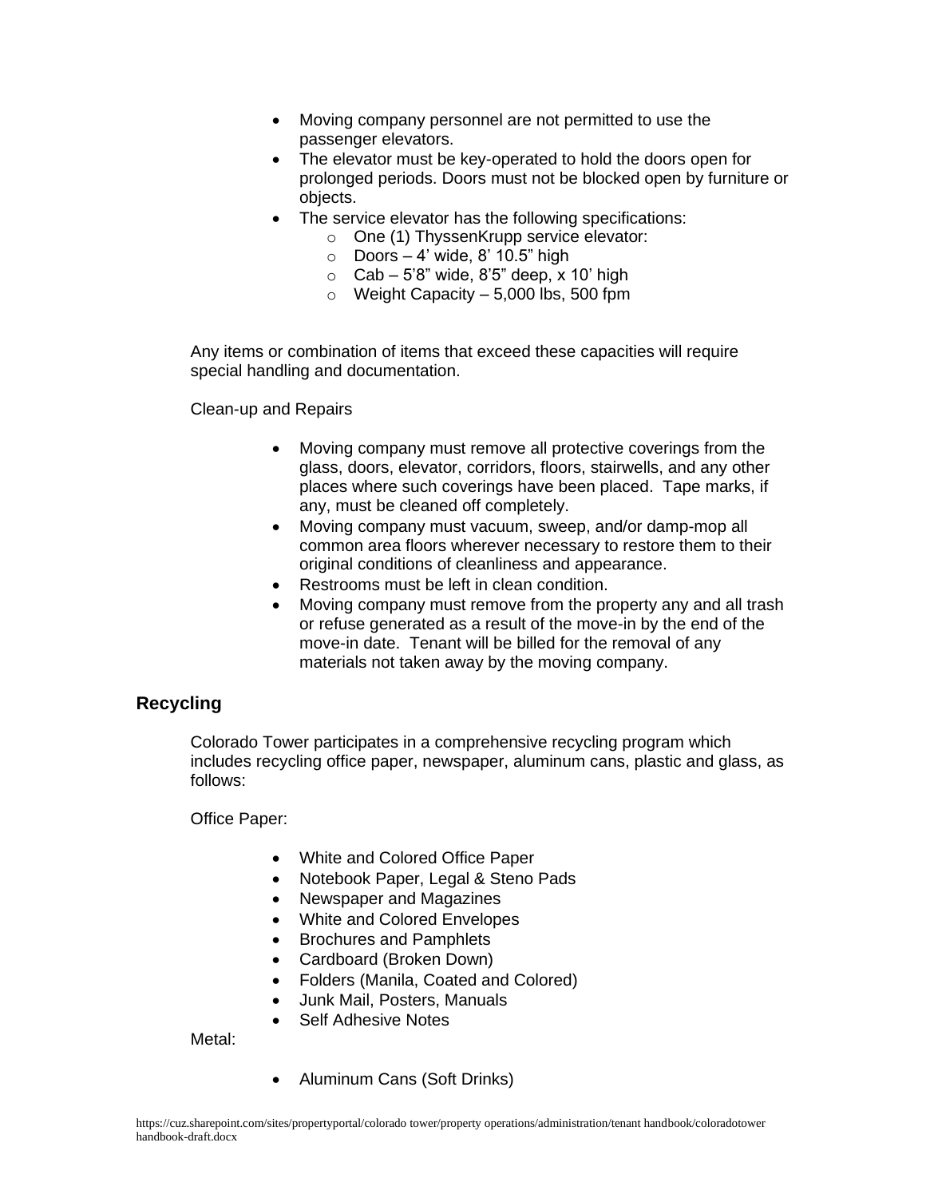- Moving company personnel are not permitted to use the passenger elevators.
- The elevator must be key-operated to hold the doors open for prolonged periods. Doors must not be blocked open by furniture or objects.
- The service elevator has the following specifications:
  - One (1) ThyssenKrupp service elevator:
  - Doors – 4' wide, 8' 10.5" high
  - Cab – 5'8" wide, 8'5" deep, x 10' high
  - Weight Capacity – 5,000 lbs, 500 fpm

Any items or combination of items that exceed these capacities will require special handling and documentation.

Clean-up and Repairs

- Moving company must remove all protective coverings from the glass, doors, elevator, corridors, floors, stairwells, and any other places where such coverings have been placed. Tape marks, if any, must be cleaned off completely.
- Moving company must vacuum, sweep, and/or damp-mop all common area floors wherever necessary to restore them to their original conditions of cleanliness and appearance.
- Restrooms must be left in clean condition.
- Moving company must remove from the property any and all trash or refuse generated as a result of the move-in by the end of the move-in date. Tenant will be billed for the removal of any materials not taken away by the moving company.

## Recycling

Colorado Tower participates in a comprehensive recycling program which includes recycling office paper, newspaper, aluminum cans, plastic and glass, as follows:

Office Paper:

- White and Colored Office Paper
- Notebook Paper, Legal & Steno Pads
- Newspaper and Magazines
- White and Colored Envelopes
- Brochures and Pamphlets
- Cardboard (Broken Down)
- Folders (Manila, Coated and Colored)
- Junk Mail, Posters, Manuals
- Self Adhesive Notes

Metal:

- Aluminum Cans (Soft Drinks)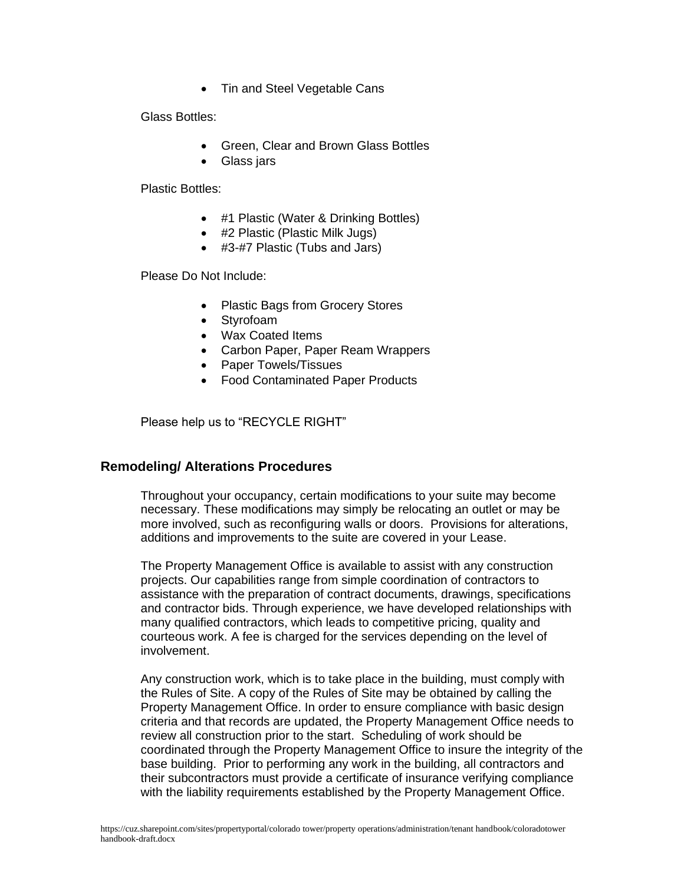- Tin and Steel Vegetable Cans

Glass Bottles:

- Green, Clear and Brown Glass Bottles
- Glass jars

Plastic Bottles:

- #1 Plastic (Water & Drinking Bottles)
- #2 Plastic (Plastic Milk Jugs)
- #3-#7 Plastic (Tubs and Jars)

Please Do Not Include:

- Plastic Bags from Grocery Stores
- Styrofoam
- Wax Coated Items
- Carbon Paper, Paper Ream Wrappers
- Paper Towels/Tissues
- Food Contaminated Paper Products

Please help us to "RECYCLE RIGHT"

## Remodeling/ Alterations Procedures

Throughout your occupancy, certain modifications to your suite may become necessary. These modifications may simply be relocating an outlet or may be more involved, such as reconfiguring walls or doors. Provisions for alterations, additions and improvements to the suite are covered in your Lease.

The Property Management Office is available to assist with any construction projects. Our capabilities range from simple coordination of contractors to assistance with the preparation of contract documents, drawings, specifications and contractor bids. Through experience, we have developed relationships with many qualified contractors, which leads to competitive pricing, quality and courteous work. A fee is charged for the services depending on the level of involvement.

Any construction work, which is to take place in the building, must comply with the Rules of Site. A copy of the Rules of Site may be obtained by calling the Property Management Office. In order to ensure compliance with basic design criteria and that records are updated, the Property Management Office needs to review all construction prior to the start. Scheduling of work should be coordinated through the Property Management Office to insure the integrity of the base building. Prior to performing any work in the building, all contractors and their subcontractors must provide a certificate of insurance verifying compliance with the liability requirements established by the Property Management Office.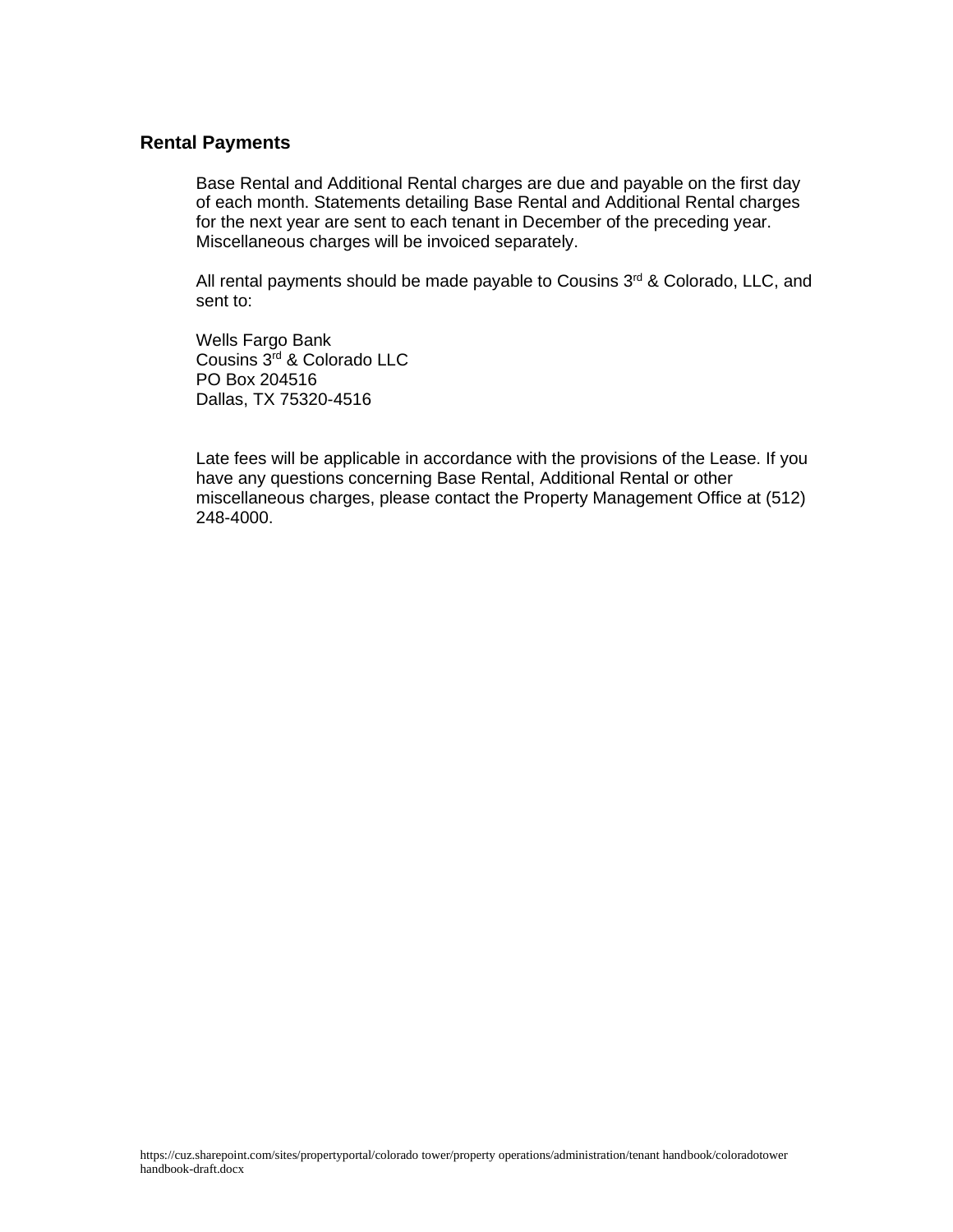## Rental Payments

Base Rental and Additional Rental charges are due and payable on the first day of each month. Statements detailing Base Rental and Additional Rental charges for the next year are sent to each tenant in December of the preceding year. Miscellaneous charges will be invoiced separately.

All rental payments should be made payable to Cousins 3rd & Colorado, LLC, and sent to:

Wells Fargo Bank
Cousins 3rd & Colorado LLC
PO Box 204516
Dallas, TX 75320-4516

Late fees will be applicable in accordance with the provisions of the Lease. If you have any questions concerning Base Rental, Additional Rental or other miscellaneous charges, please contact the Property Management Office at (512) 248-4000.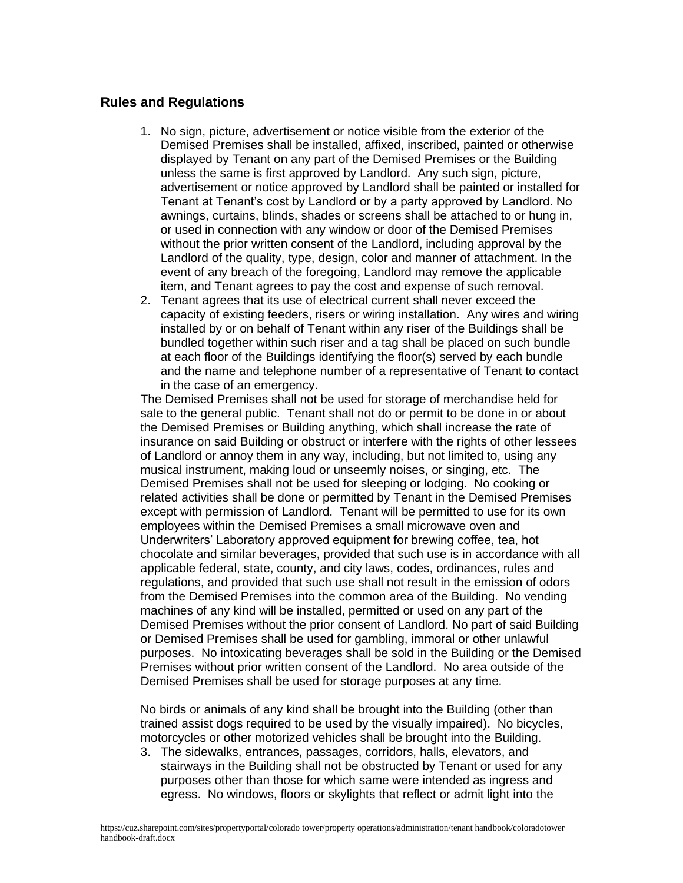## Rules and Regulations

1. No sign, picture, advertisement or notice visible from the exterior of the Demised Premises shall be installed, affixed, inscribed, painted or otherwise displayed by Tenant on any part of the Demised Premises or the Building unless the same is first approved by Landlord. Any such sign, picture, advertisement or notice approved by Landlord shall be painted or installed for Tenant at Tenant's cost by Landlord or by a party approved by Landlord. No awnings, curtains, blinds, shades or screens shall be attached to or hung in, or used in connection with any window or door of the Demised Premises without the prior written consent of the Landlord, including approval by the Landlord of the quality, type, design, color and manner of attachment. In the event of any breach of the foregoing, Landlord may remove the applicable item, and Tenant agrees to pay the cost and expense of such removal.
2. Tenant agrees that its use of electrical current shall never exceed the capacity of existing feeders, risers or wiring installation. Any wires and wiring installed by or on behalf of Tenant within any riser of the Buildings shall be bundled together within such riser and a tag shall be placed on such bundle at each floor of the Buildings identifying the floor(s) served by each bundle and the name and telephone number of a representative of Tenant to contact in the case of an emergency.

The Demised Premises shall not be used for storage of merchandise held for sale to the general public. Tenant shall not do or permit to be done in or about the Demised Premises or Building anything, which shall increase the rate of insurance on said Building or obstruct or interfere with the rights of other lessees of Landlord or annoy them in any way, including, but not limited to, using any musical instrument, making loud or unseemly noises, or singing, etc. The Demised Premises shall not be used for sleeping or lodging. No cooking or related activities shall be done or permitted by Tenant in the Demised Premises except with permission of Landlord. Tenant will be permitted to use for its own employees within the Demised Premises a small microwave oven and Underwriters' Laboratory approved equipment for brewing coffee, tea, hot chocolate and similar beverages, provided that such use is in accordance with all applicable federal, state, county, and city laws, codes, ordinances, rules and regulations, and provided that such use shall not result in the emission of odors from the Demised Premises into the common area of the Building. No vending machines of any kind will be installed, permitted or used on any part of the Demised Premises without the prior consent of Landlord. No part of said Building or Demised Premises shall be used for gambling, immoral or other unlawful purposes. No intoxicating beverages shall be sold in the Building or the Demised Premises without prior written consent of the Landlord. No area outside of the Demised Premises shall be used for storage purposes at any time.

No birds or animals of any kind shall be brought into the Building (other than trained assist dogs required to be used by the visually impaired). No bicycles, motorcycles or other motorized vehicles shall be brought into the Building.

3. The sidewalks, entrances, passages, corridors, halls, elevators, and stairways in the Building shall not be obstructed by Tenant or used for any purposes other than those for which same were intended as ingress and egress. No windows, floors or skylights that reflect or admit light into the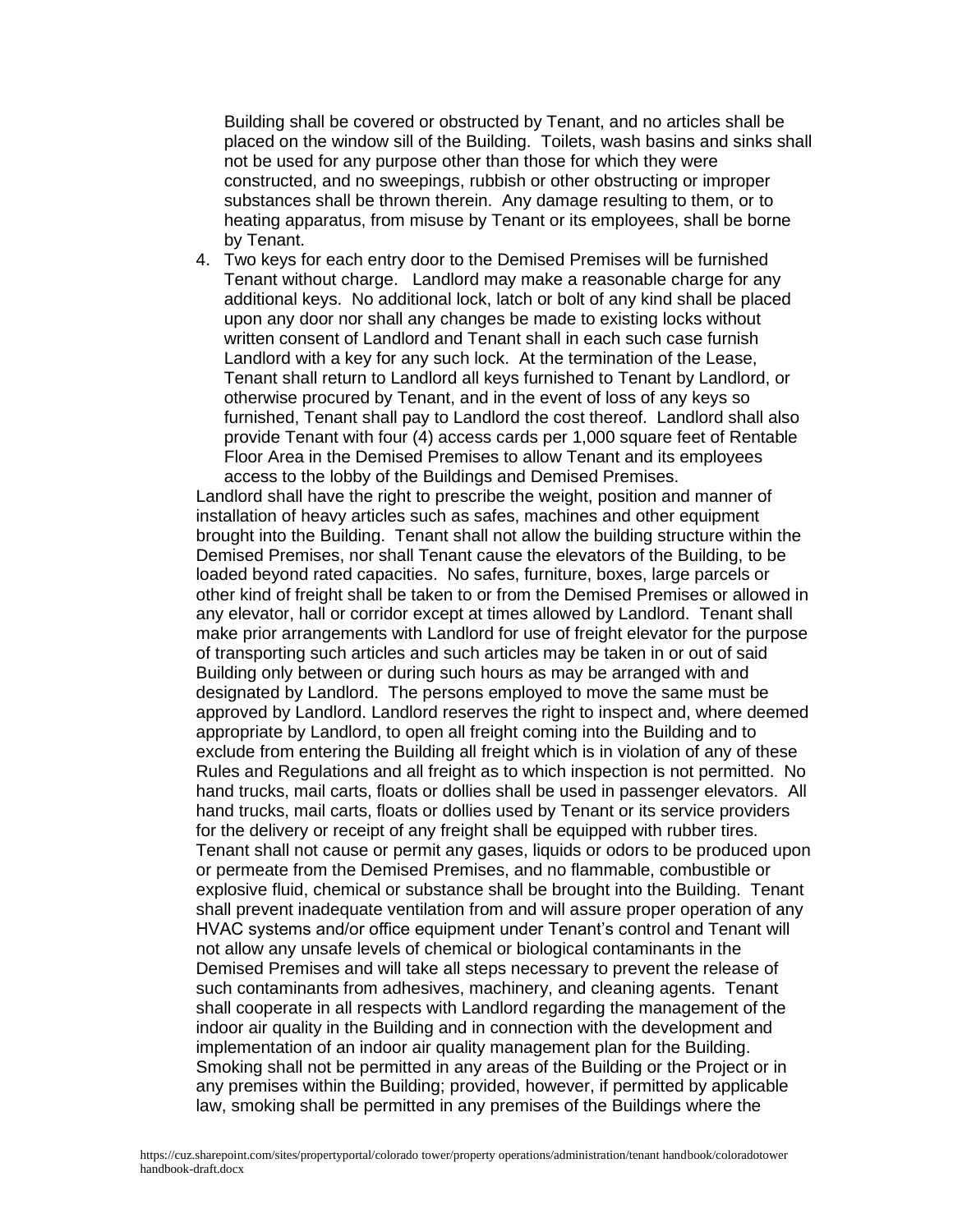Building shall be covered or obstructed by Tenant, and no articles shall be placed on the window sill of the Building. Toilets, wash basins and sinks shall not be used for any purpose other than those for which they were constructed, and no sweepings, rubbish or other obstructing or improper substances shall be thrown therein. Any damage resulting to them, or to heating apparatus, from misuse by Tenant or its employees, shall be borne by Tenant.

4. Two keys for each entry door to the Demised Premises will be furnished Tenant without charge. Landlord may make a reasonable charge for any additional keys. No additional lock, latch or bolt of any kind shall be placed upon any door nor shall any changes be made to existing locks without written consent of Landlord and Tenant shall in each such case furnish Landlord with a key for any such lock. At the termination of the Lease, Tenant shall return to Landlord all keys furnished to Tenant by Landlord, or otherwise procured by Tenant, and in the event of loss of any keys so furnished, Tenant shall pay to Landlord the cost thereof. Landlord shall also provide Tenant with four (4) access cards per 1,000 square feet of Rentable Floor Area in the Demised Premises to allow Tenant and its employees access to the lobby of the Buildings and Demised Premises.

Landlord shall have the right to prescribe the weight, position and manner of installation of heavy articles such as safes, machines and other equipment brought into the Building. Tenant shall not allow the building structure within the Demised Premises, nor shall Tenant cause the elevators of the Building, to be loaded beyond rated capacities. No safes, furniture, boxes, large parcels or other kind of freight shall be taken to or from the Demised Premises or allowed in any elevator, hall or corridor except at times allowed by Landlord. Tenant shall make prior arrangements with Landlord for use of freight elevator for the purpose of transporting such articles and such articles may be taken in or out of said Building only between or during such hours as may be arranged with and designated by Landlord. The persons employed to move the same must be approved by Landlord. Landlord reserves the right to inspect and, where deemed appropriate by Landlord, to open all freight coming into the Building and to exclude from entering the Building all freight which is in violation of any of these Rules and Regulations and all freight as to which inspection is not permitted. No hand trucks, mail carts, floats or dollies shall be used in passenger elevators. All hand trucks, mail carts, floats or dollies used by Tenant or its service providers for the delivery or receipt of any freight shall be equipped with rubber tires.

Tenant shall not cause or permit any gases, liquids or odors to be produced upon or permeate from the Demised Premises, and no flammable, combustible or explosive fluid, chemical or substance shall be brought into the Building. Tenant shall prevent inadequate ventilation from and will assure proper operation of any HVAC systems and/or office equipment under Tenant's control and Tenant will not allow any unsafe levels of chemical or biological contaminants in the Demised Premises and will take all steps necessary to prevent the release of such contaminants from adhesives, machinery, and cleaning agents. Tenant shall cooperate in all respects with Landlord regarding the management of the indoor air quality in the Building and in connection with the development and implementation of an indoor air quality management plan for the Building.

Smoking shall not be permitted in any areas of the Building or the Project or in any premises within the Building; provided, however, if permitted by applicable law, smoking shall be permitted in any premises of the Buildings where the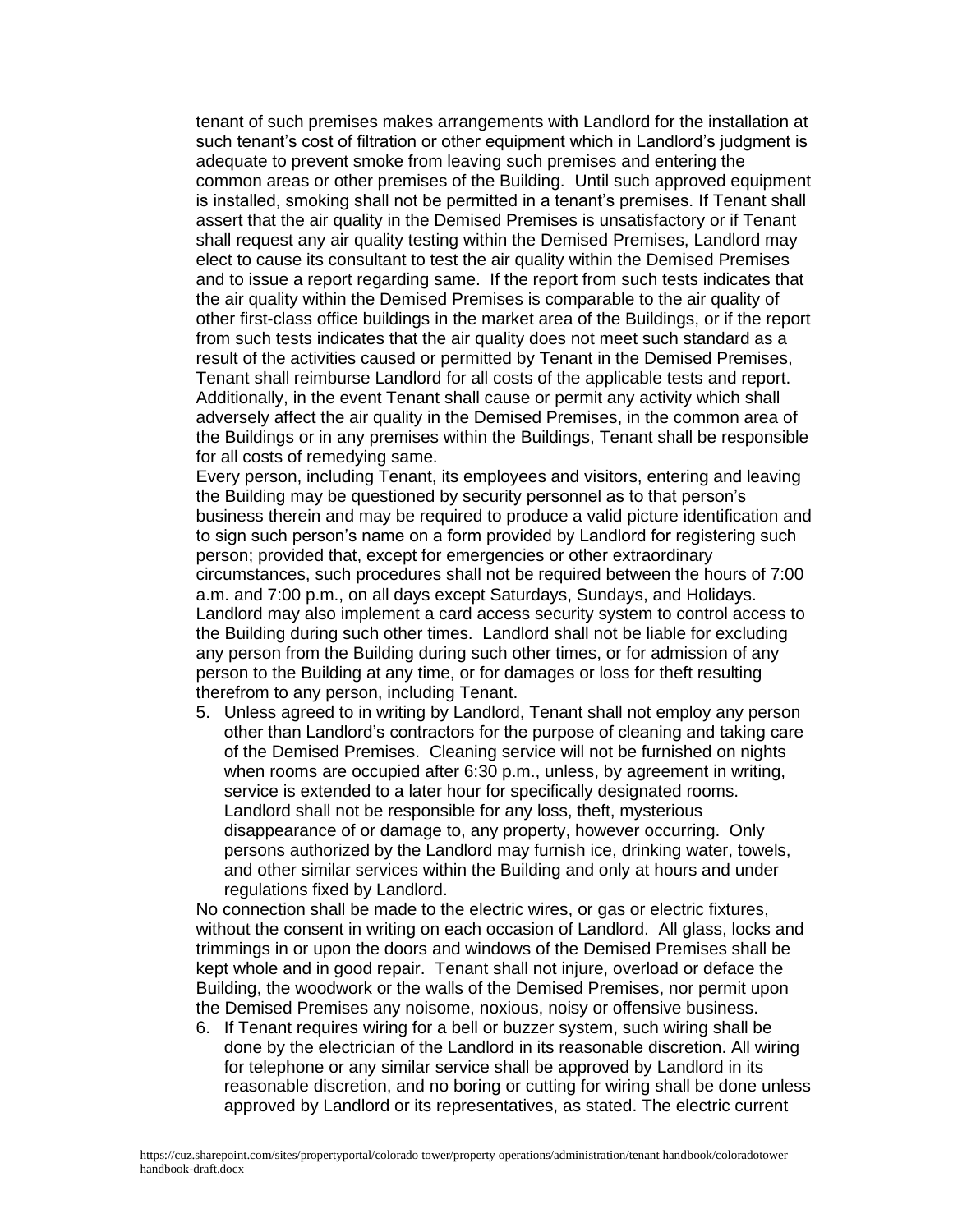tenant of such premises makes arrangements with Landlord for the installation at such tenant's cost of filtration or other equipment which in Landlord's judgment is adequate to prevent smoke from leaving such premises and entering the common areas or other premises of the Building. Until such approved equipment is installed, smoking shall not be permitted in a tenant's premises. If Tenant shall assert that the air quality in the Demised Premises is unsatisfactory or if Tenant shall request any air quality testing within the Demised Premises, Landlord may elect to cause its consultant to test the air quality within the Demised Premises and to issue a report regarding same. If the report from such tests indicates that the air quality within the Demised Premises is comparable to the air quality of other first-class office buildings in the market area of the Buildings, or if the report from such tests indicates that the air quality does not meet such standard as a result of the activities caused or permitted by Tenant in the Demised Premises, Tenant shall reimburse Landlord for all costs of the applicable tests and report. Additionally, in the event Tenant shall cause or permit any activity which shall adversely affect the air quality in the Demised Premises, in the common area of the Buildings or in any premises within the Buildings, Tenant shall be responsible for all costs of remedying same.

Every person, including Tenant, its employees and visitors, entering and leaving the Building may be questioned by security personnel as to that person's business therein and may be required to produce a valid picture identification and to sign such person's name on a form provided by Landlord for registering such person; provided that, except for emergencies or other extraordinary circumstances, such procedures shall not be required between the hours of 7:00 a.m. and 7:00 p.m., on all days except Saturdays, Sundays, and Holidays. Landlord may also implement a card access security system to control access to the Building during such other times. Landlord shall not be liable for excluding any person from the Building during such other times, or for admission of any person to the Building at any time, or for damages or loss for theft resulting therefrom to any person, including Tenant.

5. Unless agreed to in writing by Landlord, Tenant shall not employ any person other than Landlord's contractors for the purpose of cleaning and taking care of the Demised Premises. Cleaning service will not be furnished on nights when rooms are occupied after 6:30 p.m., unless, by agreement in writing, service is extended to a later hour for specifically designated rooms. Landlord shall not be responsible for any loss, theft, mysterious disappearance of or damage to, any property, however occurring. Only persons authorized by the Landlord may furnish ice, drinking water, towels, and other similar services within the Building and only at hours and under regulations fixed by Landlord.

No connection shall be made to the electric wires, or gas or electric fixtures, without the consent in writing on each occasion of Landlord. All glass, locks and trimmings in or upon the doors and windows of the Demised Premises shall be kept whole and in good repair. Tenant shall not injure, overload or deface the Building, the woodwork or the walls of the Demised Premises, nor permit upon the Demised Premises any noisome, noxious, noisy or offensive business.

6. If Tenant requires wiring for a bell or buzzer system, such wiring shall be done by the electrician of the Landlord in its reasonable discretion. All wiring for telephone or any similar service shall be approved by Landlord in its reasonable discretion, and no boring or cutting for wiring shall be done unless approved by Landlord or its representatives, as stated. The electric current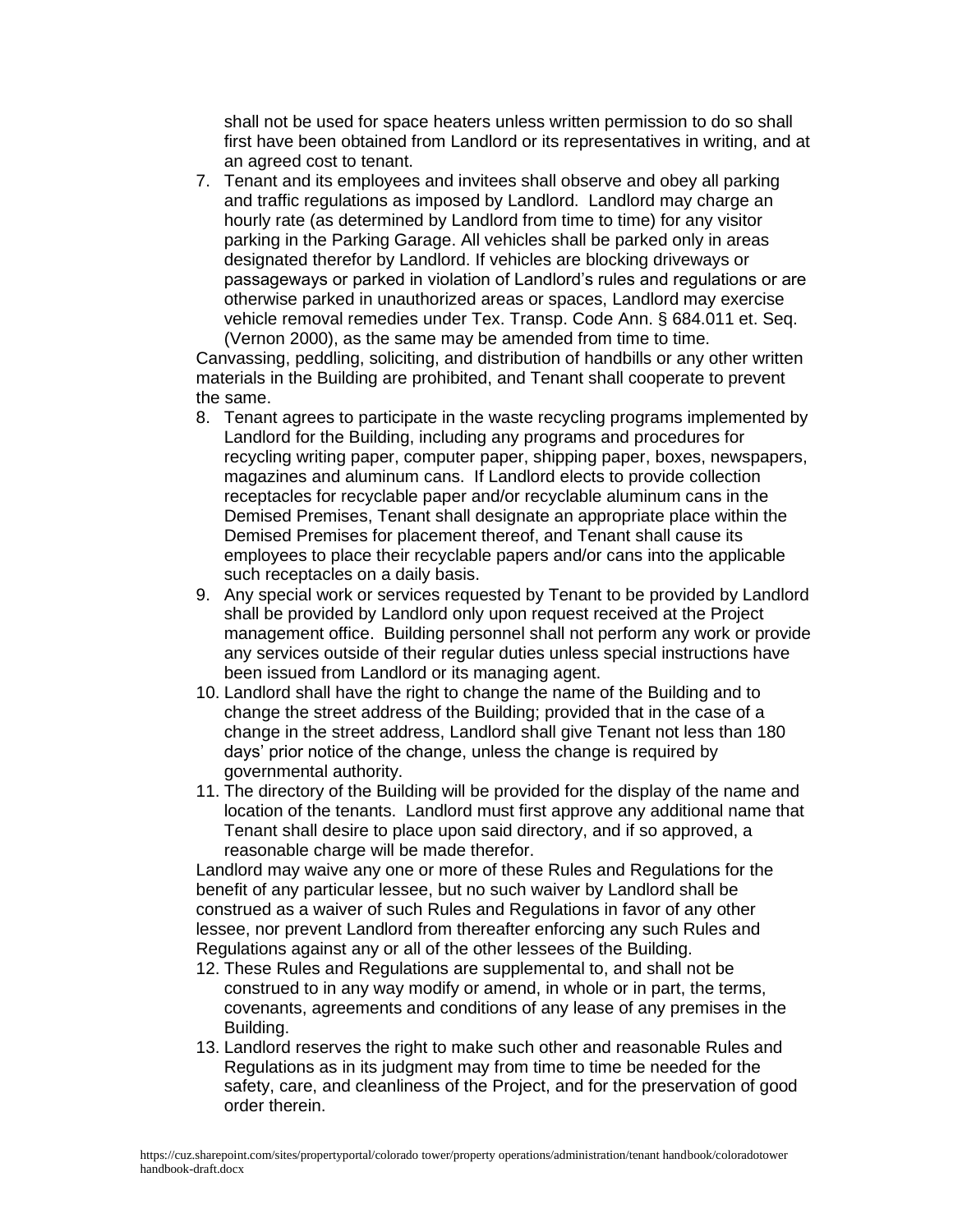shall not be used for space heaters unless written permission to do so shall first have been obtained from Landlord or its representatives in writing, and at an agreed cost to tenant.

7. Tenant and its employees and invitees shall observe and obey all parking and traffic regulations as imposed by Landlord. Landlord may charge an hourly rate (as determined by Landlord from time to time) for any visitor parking in the Parking Garage. All vehicles shall be parked only in areas designated therefor by Landlord. If vehicles are blocking driveways or passageways or parked in violation of Landlord's rules and regulations or are otherwise parked in unauthorized areas or spaces, Landlord may exercise vehicle removal remedies under Tex. Transp. Code Ann. § 684.011 et. Seq. (Vernon 2000), as the same may be amended from time to time.

Canvassing, peddling, soliciting, and distribution of handbills or any other written materials in the Building are prohibited, and Tenant shall cooperate to prevent the same.

8. Tenant agrees to participate in the waste recycling programs implemented by Landlord for the Building, including any programs and procedures for recycling writing paper, computer paper, shipping paper, boxes, newspapers, magazines and aluminum cans. If Landlord elects to provide collection receptacles for recyclable paper and/or recyclable aluminum cans in the Demised Premises, Tenant shall designate an appropriate place within the Demised Premises for placement thereof, and Tenant shall cause its employees to place their recyclable papers and/or cans into the applicable such receptacles on a daily basis.
9. Any special work or services requested by Tenant to be provided by Landlord shall be provided by Landlord only upon request received at the Project management office. Building personnel shall not perform any work or provide any services outside of their regular duties unless special instructions have been issued from Landlord or its managing agent.
10. Landlord shall have the right to change the name of the Building and to change the street address of the Building; provided that in the case of a change in the street address, Landlord shall give Tenant not less than 180 days' prior notice of the change, unless the change is required by governmental authority.
11. The directory of the Building will be provided for the display of the name and location of the tenants. Landlord must first approve any additional name that Tenant shall desire to place upon said directory, and if so approved, a reasonable charge will be made therefor.

Landlord may waive any one or more of these Rules and Regulations for the benefit of any particular lessee, but no such waiver by Landlord shall be construed as a waiver of such Rules and Regulations in favor of any other lessee, nor prevent Landlord from thereafter enforcing any such Rules and Regulations against any or all of the other lessees of the Building.

12. These Rules and Regulations are supplemental to, and shall not be construed to in any way modify or amend, in whole or in part, the terms, covenants, agreements and conditions of any lease of any premises in the Building.
13. Landlord reserves the right to make such other and reasonable Rules and Regulations as in its judgment may from time to time be needed for the safety, care, and cleanliness of the Project, and for the preservation of good order therein.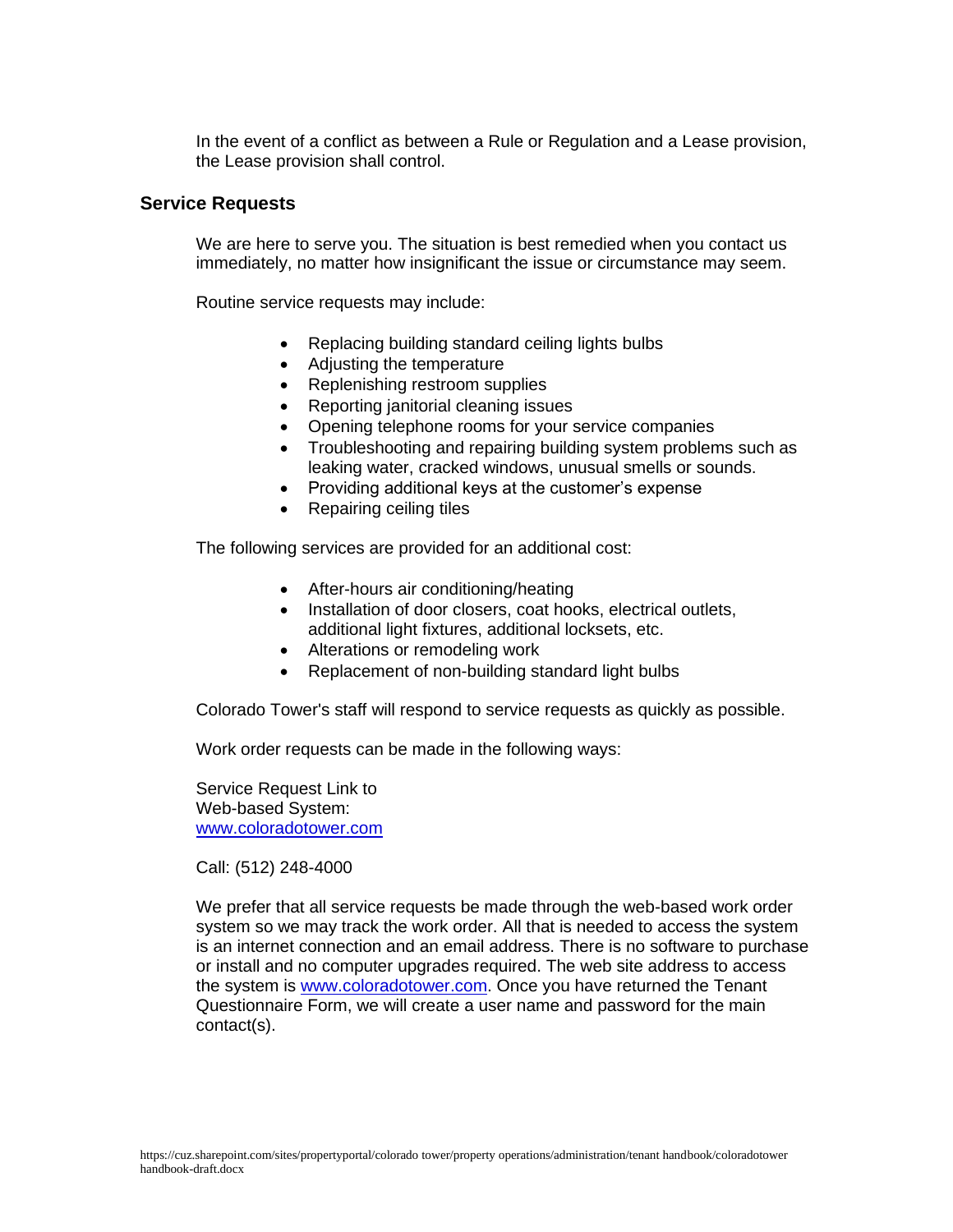In the event of a conflict as between a Rule or Regulation and a Lease provision, the Lease provision shall control.

## Service Requests

We are here to serve you. The situation is best remedied when you contact us immediately, no matter how insignificant the issue or circumstance may seem.

Routine service requests may include:

- Replacing building standard ceiling lights bulbs
- Adjusting the temperature
- Replenishing restroom supplies
- Reporting janitorial cleaning issues
- Opening telephone rooms for your service companies
- Troubleshooting and repairing building system problems such as leaking water, cracked windows, unusual smells or sounds.
- Providing additional keys at the customer's expense
- Repairing ceiling tiles

The following services are provided for an additional cost:

- After-hours air conditioning/heating
- Installation of door closers, coat hooks, electrical outlets, additional light fixtures, additional locksets, etc.
- Alterations or remodeling work
- Replacement of non-building standard light bulbs

Colorado Tower's staff will respond to service requests as quickly as possible.

Work order requests can be made in the following ways:

Service Request Link to
Web-based System:
[www.coloradotower.com](http://www.coloradotower.com)

Call: (512) 248-4000

We prefer that all service requests be made through the web-based work order system so we may track the work order. All that is needed to access the system is an internet connection and an email address. There is no software to purchase or install and no computer upgrades required. The web site address to access the system is [www.coloradotower.com](http://www.coloradotower.com). Once you have returned the Tenant Questionnaire Form, we will create a user name and password for the main contact(s).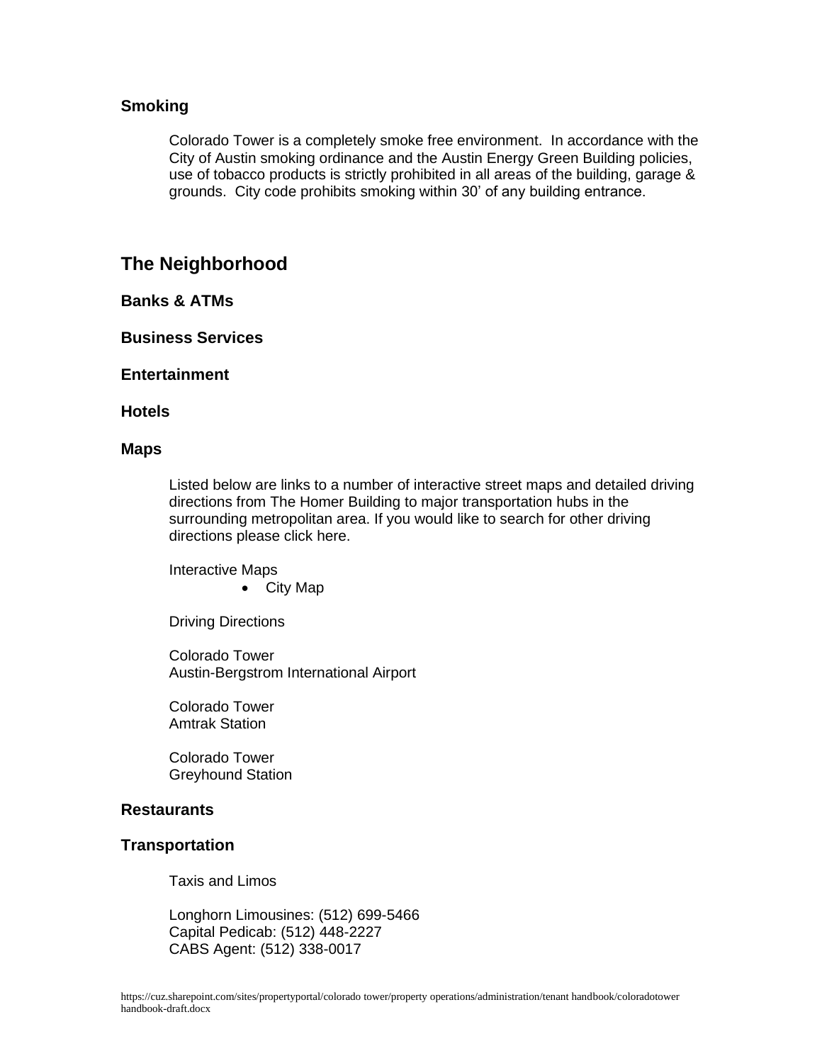### Smoking

Colorado Tower is a completely smoke free environment. In accordance with the City of Austin smoking ordinance and the Austin Energy Green Building policies, use of tobacco products is strictly prohibited in all areas of the building, garage & grounds. City code prohibits smoking within 30' of any building entrance.

## The Neighborhood

### Banks & ATMs

### Business Services

### Entertainment

### Hotels

### Maps

Listed below are links to a number of interactive street maps and detailed driving directions from The Homer Building to major transportation hubs in the surrounding metropolitan area. If you would like to search for other driving directions please click here.

Interactive Maps

- City Map

Driving Directions

Colorado Tower
Austin-Bergstrom International Airport

Colorado Tower
Amtrak Station

Colorado Tower
Greyhound Station

### Restaurants

### Transportation

Taxis and Limos

Longhorn Limousines: (512) 699-5466
Capital Pedicab: (512) 448-2227
CABS Agent: (512) 338-0017